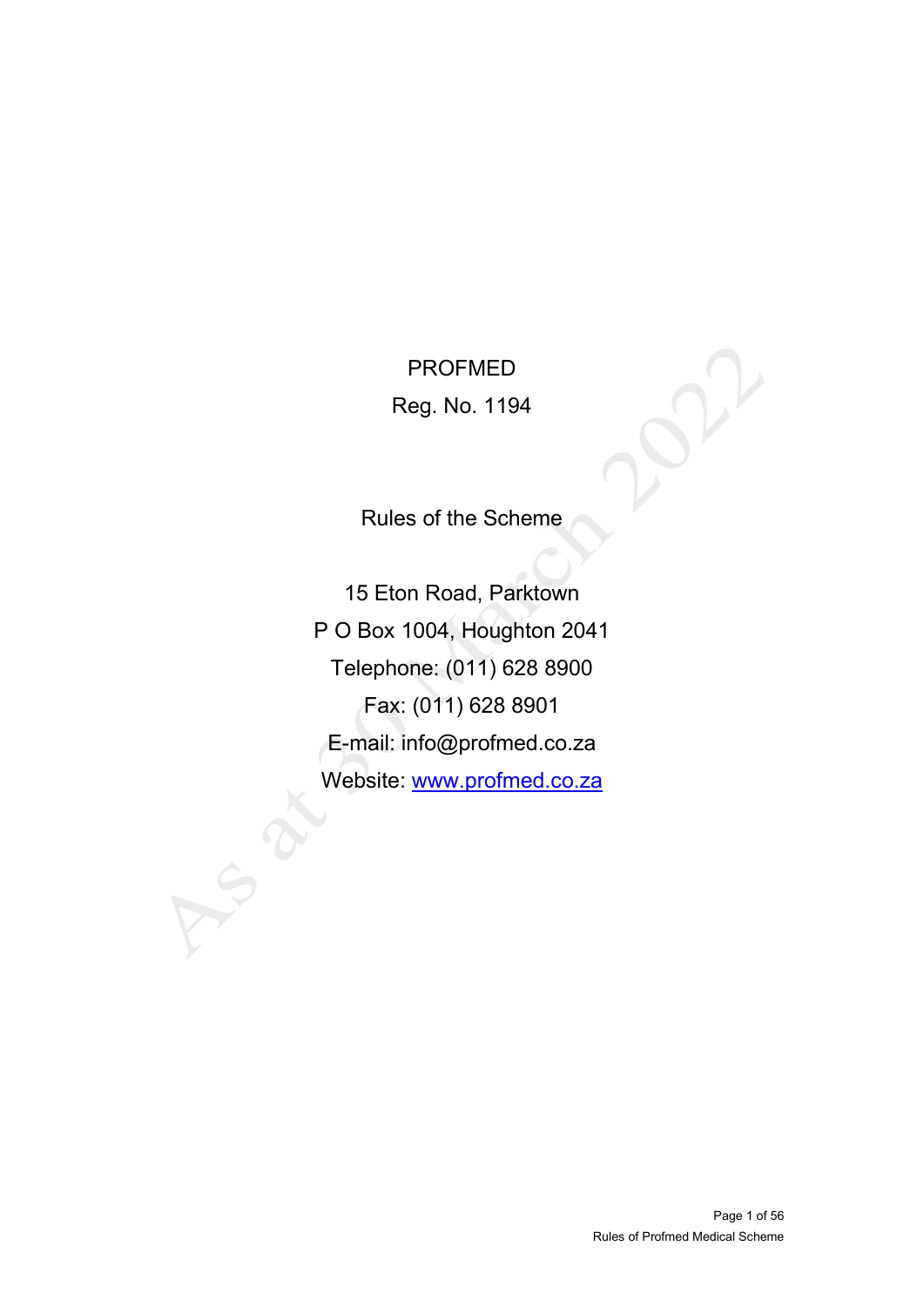# PROFMED

Reg. No. 1194

## Rules of the Scheme

15 Eton Road, Parktown

P O Box 1004, Houghton 2041

Telephone: (011) 628 8900

Fax: (011) 628 8901

E-mail: info@profmed.co.za

Website: [www.profmed.co.za](http://www.profmed.co.za)

As at 30 March 2022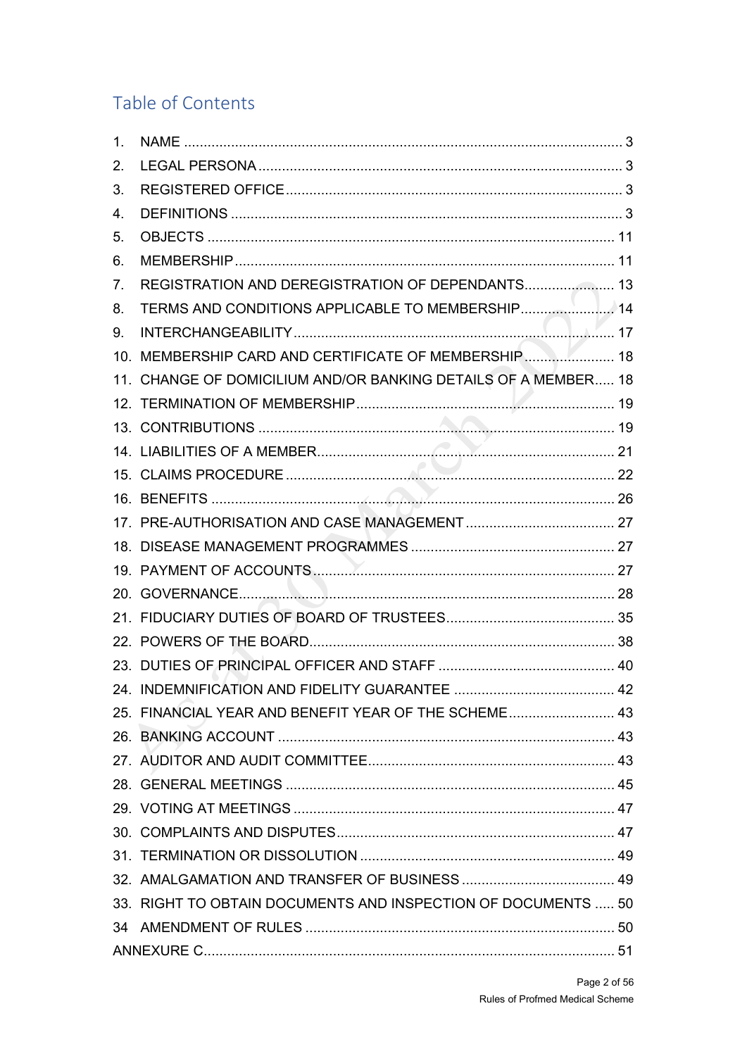## Table of Contents

1. NAME ..... 3
2. LEGAL PERSONA ..... 3
3. REGISTERED OFFICE ..... 3
4. DEFINITIONS ..... 3
5. OBJECTS ..... 11
6. MEMBERSHIP ..... 11
7. REGISTRATION AND DEREGISTRATION OF DEPENDANTS ..... 13
8. TERMS AND CONDITIONS APPLICABLE TO MEMBERSHIP ..... 14
9. INTERCHANGEABILITY ..... 17
10. MEMBERSHIP CARD AND CERTIFICATE OF MEMBERSHIP ..... 18
11. CHANGE OF DOMICILIUM AND/OR BANKING DETAILS OF A MEMBER ..... 18
12. TERMINATION OF MEMBERSHIP ..... 19
13. CONTRIBUTIONS ..... 19
14. LIABILITIES OF A MEMBER ..... 21
15. CLAIMS PROCEDURE ..... 22
16. BENEFITS ..... 26
17. PRE-AUTHORISATION AND CASE MANAGEMENT ..... 27
18. DISEASE MANAGEMENT PROGRAMMES ..... 27
19. PAYMENT OF ACCOUNTS ..... 27
20. GOVERNANCE ..... 28
21. FIDUCIARY DUTIES OF BOARD OF TRUSTEES ..... 35
22. POWERS OF THE BOARD ..... 38
23. DUTIES OF PRINCIPAL OFFICER AND STAFF ..... 40
24. INDEMNIFICATION AND FIDELITY GUARANTEE ..... 42
25. FINANCIAL YEAR AND BENEFIT YEAR OF THE SCHEME ..... 43
26. BANKING ACCOUNT ..... 43
27. AUDITOR AND AUDIT COMMITTEE ..... 43
28. GENERAL MEETINGS ..... 45
29. VOTING AT MEETINGS ..... 47
30. COMPLAINTS AND DISPUTES ..... 47
31. TERMINATION OR DISSOLUTION ..... 49
32. AMALGAMATION AND TRANSFER OF BUSINESS ..... 49
33. RIGHT TO OBTAIN DOCUMENTS AND INSPECTION OF DOCUMENTS ..... 50
34. AMENDMENT OF RULES ..... 50

ANNEXURE C ..... 51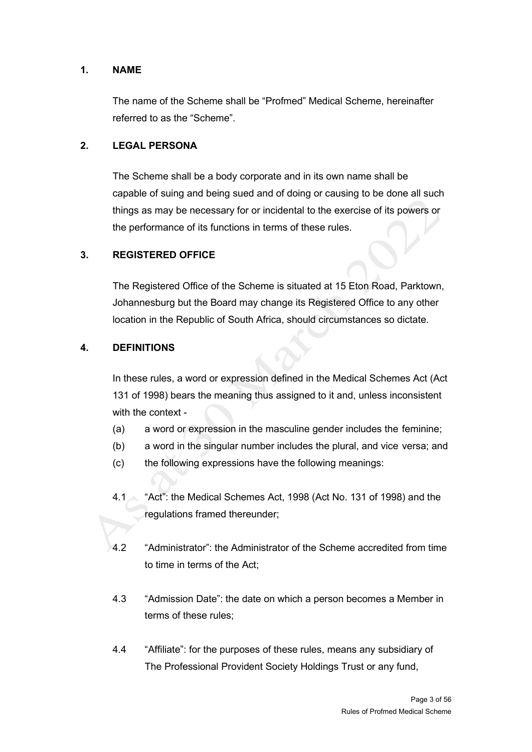## 1. NAME

The name of the Scheme shall be "Profmed" Medical Scheme, hereinafter referred to as the "Scheme".

## 2. LEGAL PERSONA

The Scheme shall be a body corporate and in its own name shall be capable of suing and being sued and of doing or causing to be done all such things as may be necessary for or incidental to the exercise of its powers or the performance of its functions in terms of these rules.

## 3. REGISTERED OFFICE

The Registered Office of the Scheme is situated at 15 Eton Road, Parktown, Johannesburg but the Board may change its Registered Office to any other location in the Republic of South Africa, should circumstances so dictate.

## 4. DEFINITIONS

In these rules, a word or expression defined in the Medical Schemes Act (Act 131 of 1998) bears the meaning thus assigned to it and, unless inconsistent with the context -

(a) a word or expression in the masculine gender includes the feminine;

(b) a word in the singular number includes the plural, and vice versa; and

(c) the following expressions have the following meanings:

4.1 "Act": the Medical Schemes Act, 1998 (Act No. 131 of 1998) and the regulations framed thereunder;

4.2 "Administrator": the Administrator of the Scheme accredited from time to time in terms of the Act;

4.3 "Admission Date": the date on which a person becomes a Member in terms of these rules;

4.4 "Affiliate": for the purposes of these rules, means any subsidiary of The Professional Provident Society Holdings Trust or any fund,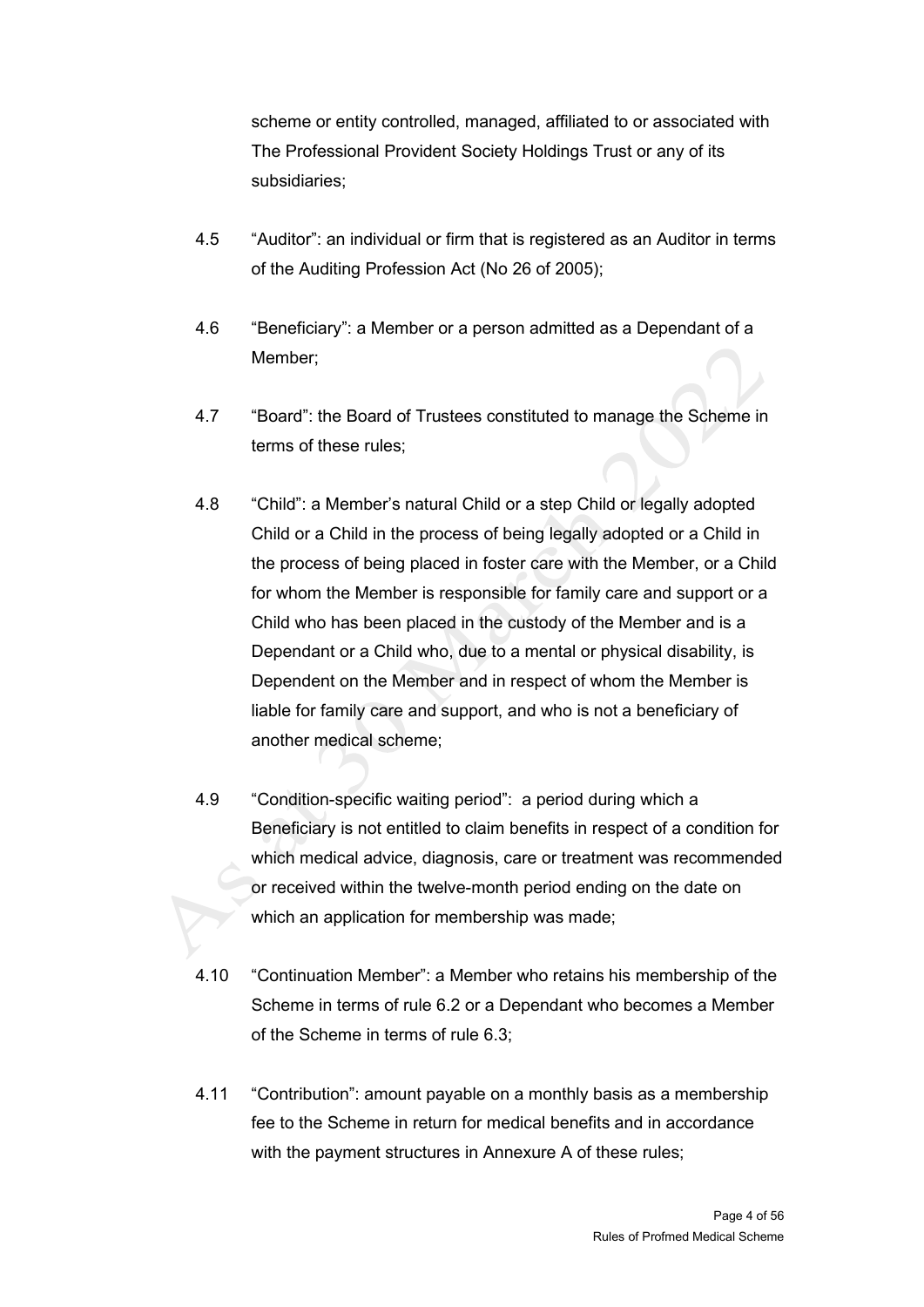scheme or entity controlled, managed, affiliated to or associated with The Professional Provident Society Holdings Trust or any of its subsidiaries;

4.5 "Auditor": an individual or firm that is registered as an Auditor in terms of the Auditing Profession Act (No 26 of 2005);

4.6 "Beneficiary": a Member or a person admitted as a Dependant of a Member;

4.7 "Board": the Board of Trustees constituted to manage the Scheme in terms of these rules;

4.8 "Child": a Member's natural Child or a step Child or legally adopted Child or a Child in the process of being legally adopted or a Child in the process of being placed in foster care with the Member, or a Child for whom the Member is responsible for family care and support or a Child who has been placed in the custody of the Member and is a Dependant or a Child who, due to a mental or physical disability, is Dependent on the Member and in respect of whom the Member is liable for family care and support, and who is not a beneficiary of another medical scheme;

4.9 "Condition-specific waiting period": a period during which a Beneficiary is not entitled to claim benefits in respect of a condition for which medical advice, diagnosis, care or treatment was recommended or received within the twelve-month period ending on the date on which an application for membership was made;

4.10 "Continuation Member": a Member who retains his membership of the Scheme in terms of rule 6.2 or a Dependant who becomes a Member of the Scheme in terms of rule 6.3;

4.11 "Contribution": amount payable on a monthly basis as a membership fee to the Scheme in return for medical benefits and in accordance with the payment structures in Annexure A of these rules;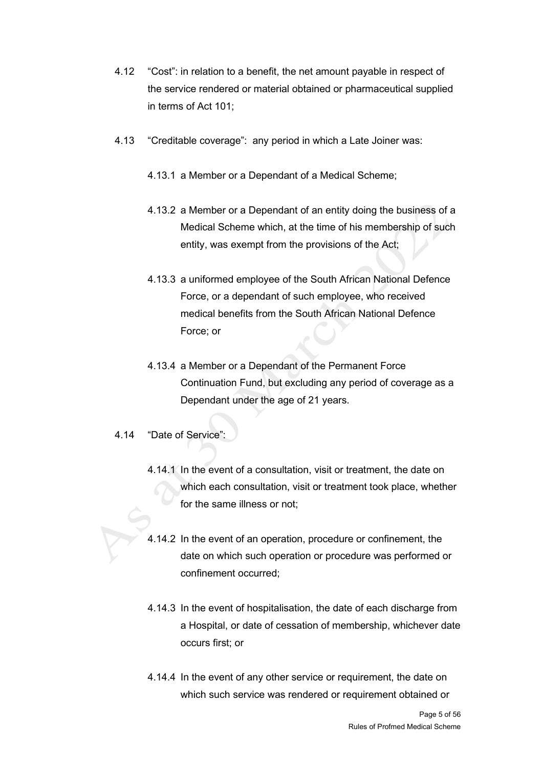4.12 "Cost": in relation to a benefit, the net amount payable in respect of the service rendered or material obtained or pharmaceutical supplied in terms of Act 101;

4.13 "Creditable coverage": any period in which a Late Joiner was:

4.13.1 a Member or a Dependant of a Medical Scheme;

4.13.2 a Member or a Dependant of an entity doing the business of a Medical Scheme which, at the time of his membership of such entity, was exempt from the provisions of the Act;

4.13.3 a uniformed employee of the South African National Defence Force, or a dependant of such employee, who received medical benefits from the South African National Defence Force; or

4.13.4 a Member or a Dependant of the Permanent Force Continuation Fund, but excluding any period of coverage as a Dependant under the age of 21 years.

4.14 "Date of Service":

4.14.1 In the event of a consultation, visit or treatment, the date on which each consultation, visit or treatment took place, whether for the same illness or not;

4.14.2 In the event of an operation, procedure or confinement, the date on which such operation or procedure was performed or confinement occurred;

4.14.3 In the event of hospitalisation, the date of each discharge from a Hospital, or date of cessation of membership, whichever date occurs first; or

4.14.4 In the event of any other service or requirement, the date on which such service was rendered or requirement obtained or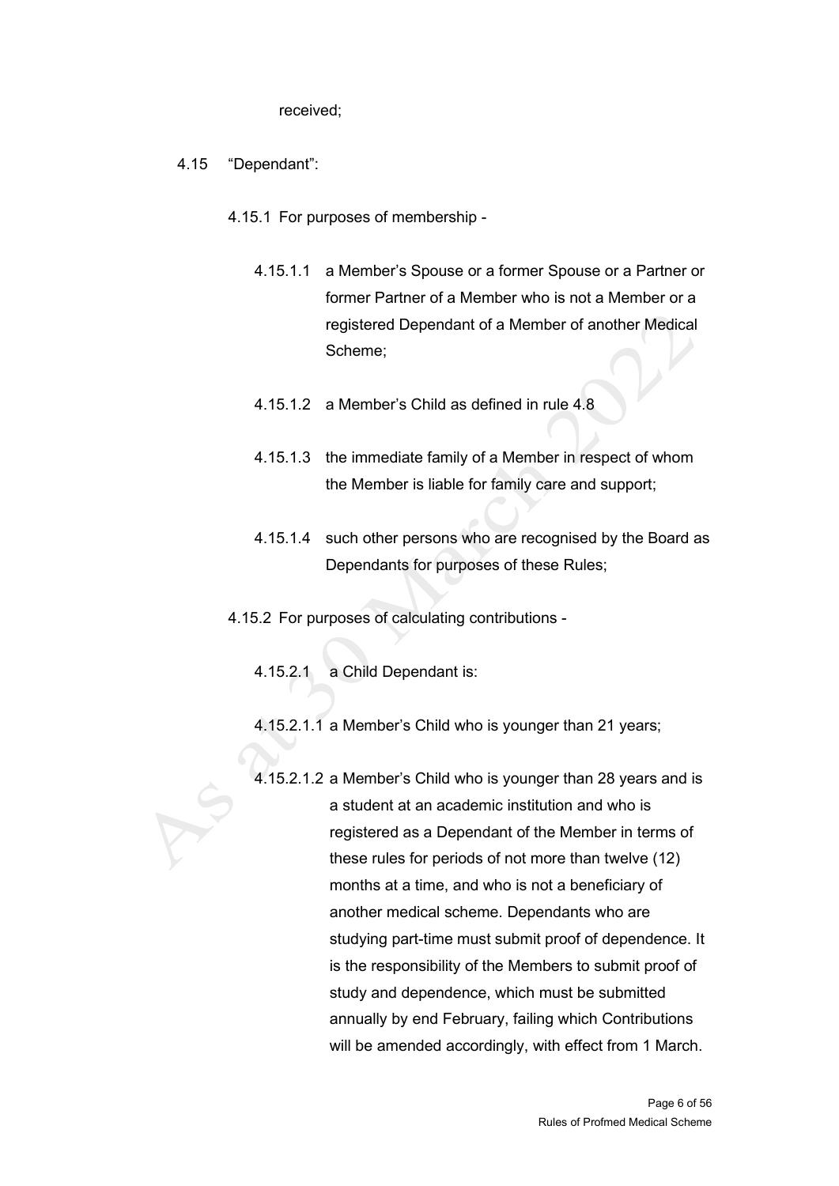received;

4.15 "Dependant":

4.15.1 For purposes of membership -

4.15.1.1 a Member's Spouse or a former Spouse or a Partner or former Partner of a Member who is not a Member or a registered Dependant of a Member of another Medical Scheme;

4.15.1.2 a Member's Child as defined in rule 4.8

4.15.1.3 the immediate family of a Member in respect of whom the Member is liable for family care and support;

4.15.1.4 such other persons who are recognised by the Board as Dependants for purposes of these Rules;

4.15.2 For purposes of calculating contributions -

4.15.2.1 a Child Dependant is:

4.15.2.1.1 a Member's Child who is younger than 21 years;

4.15.2.1.2 a Member's Child who is younger than 28 years and is a student at an academic institution and who is registered as a Dependant of the Member in terms of these rules for periods of not more than twelve (12) months at a time, and who is not a beneficiary of another medical scheme. Dependants who are studying part-time must submit proof of dependence. It is the responsibility of the Members to submit proof of study and dependence, which must be submitted annually by end February, failing which Contributions will be amended accordingly, with effect from 1 March.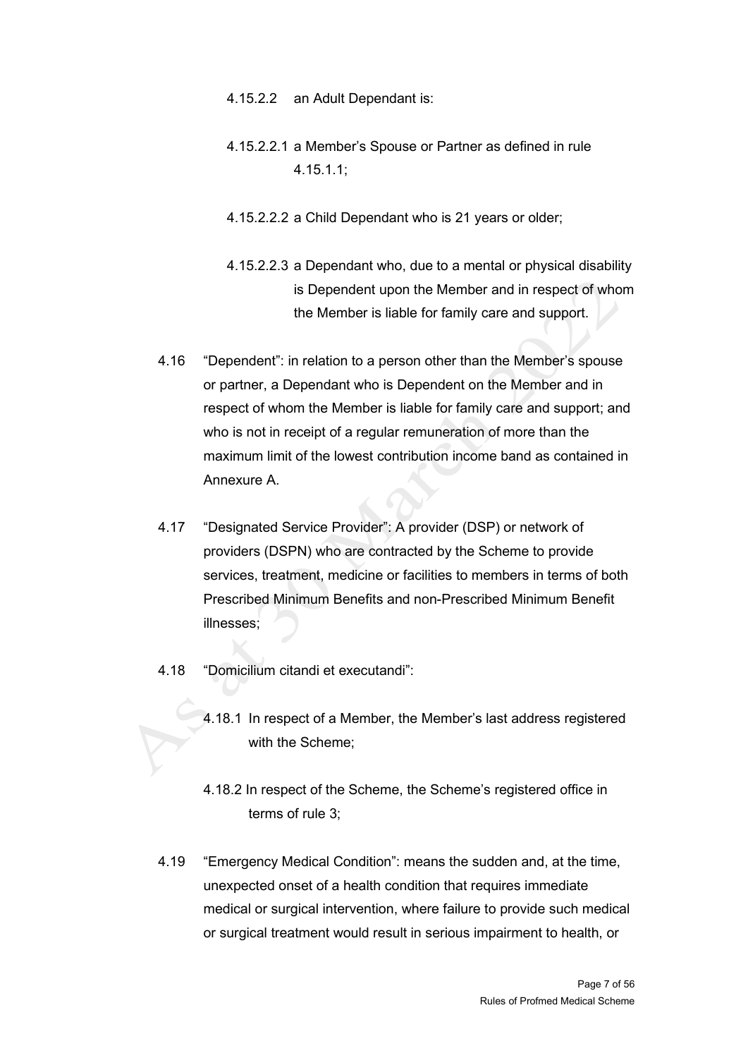4.15.2.2 an Adult Dependant is:

4.15.2.2.1 a Member's Spouse or Partner as defined in rule 4.15.1.1;

4.15.2.2.2 a Child Dependant who is 21 years or older;

4.15.2.2.3 a Dependant who, due to a mental or physical disability is Dependent upon the Member and in respect of whom the Member is liable for family care and support.

4.16 "Dependent": in relation to a person other than the Member's spouse or partner, a Dependant who is Dependent on the Member and in respect of whom the Member is liable for family care and support; and who is not in receipt of a regular remuneration of more than the maximum limit of the lowest contribution income band as contained in Annexure A.

4.17 "Designated Service Provider": A provider (DSP) or network of providers (DSPN) who are contracted by the Scheme to provide services, treatment, medicine or facilities to members in terms of both Prescribed Minimum Benefits and non-Prescribed Minimum Benefit illnesses;

4.18 "Domicilium citandi et executandi":

4.18.1 In respect of a Member, the Member's last address registered with the Scheme;

4.18.2 In respect of the Scheme, the Scheme's registered office in terms of rule 3;

4.19 "Emergency Medical Condition": means the sudden and, at the time, unexpected onset of a health condition that requires immediate medical or surgical intervention, where failure to provide such medical or surgical treatment would result in serious impairment to health, or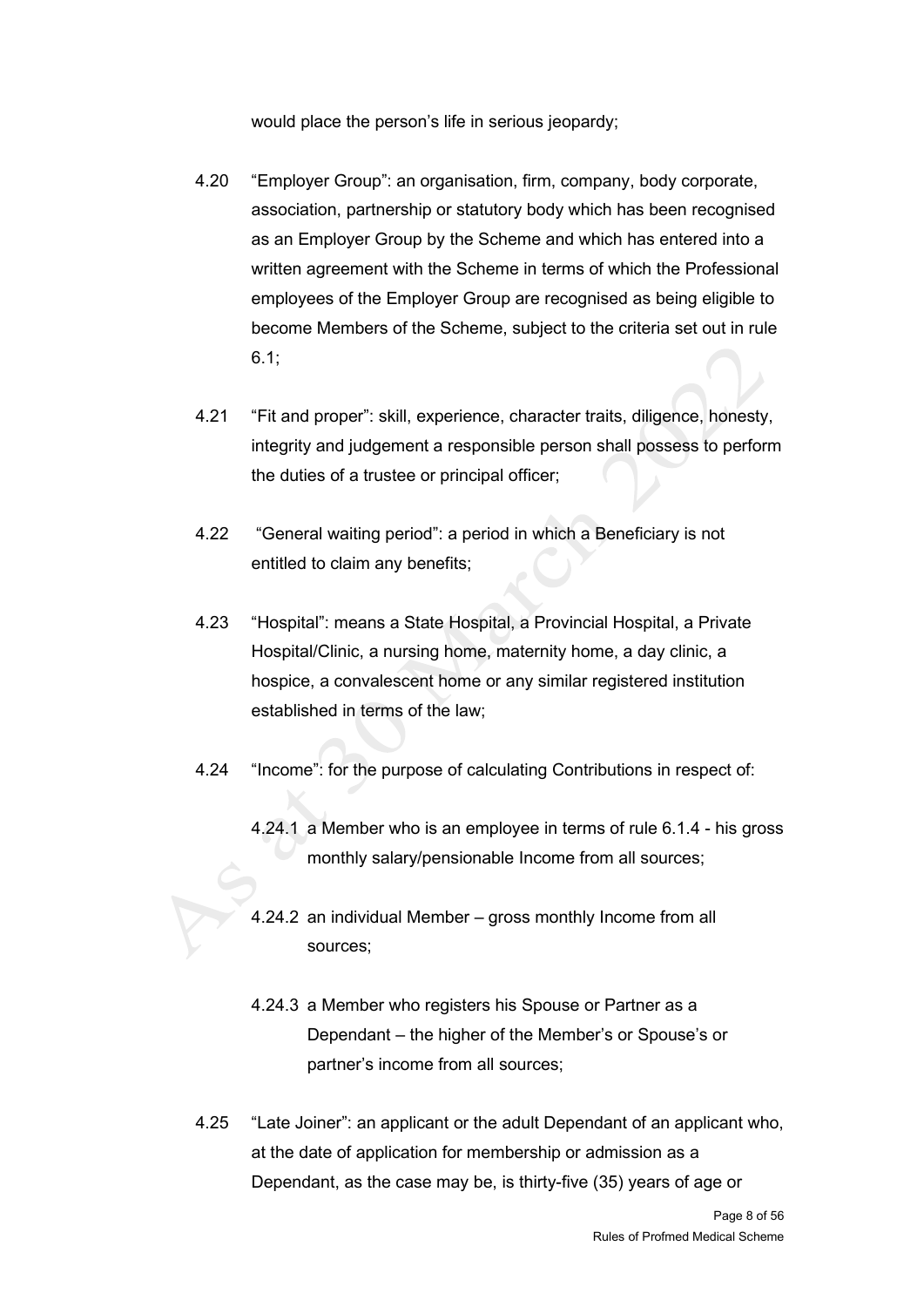would place the person's life in serious jeopardy;

4.20 "Employer Group": an organisation, firm, company, body corporate, association, partnership or statutory body which has been recognised as an Employer Group by the Scheme and which has entered into a written agreement with the Scheme in terms of which the Professional employees of the Employer Group are recognised as being eligible to become Members of the Scheme, subject to the criteria set out in rule 6.1;

4.21 "Fit and proper": skill, experience, character traits, diligence, honesty, integrity and judgement a responsible person shall possess to perform the duties of a trustee or principal officer;

4.22 "General waiting period": a period in which a Beneficiary is not entitled to claim any benefits;

4.23 "Hospital": means a State Hospital, a Provincial Hospital, a Private Hospital/Clinic, a nursing home, maternity home, a day clinic, a hospice, a convalescent home or any similar registered institution established in terms of the law;

4.24 "Income": for the purpose of calculating Contributions in respect of:

4.24.1 a Member who is an employee in terms of rule 6.1.4 - his gross monthly salary/pensionable Income from all sources;

4.24.2 an individual Member – gross monthly Income from all sources;

4.24.3 a Member who registers his Spouse or Partner as a Dependant – the higher of the Member's or Spouse's or partner's income from all sources;

4.25 "Late Joiner": an applicant or the adult Dependant of an applicant who, at the date of application for membership or admission as a Dependant, as the case may be, is thirty-five (35) years of age or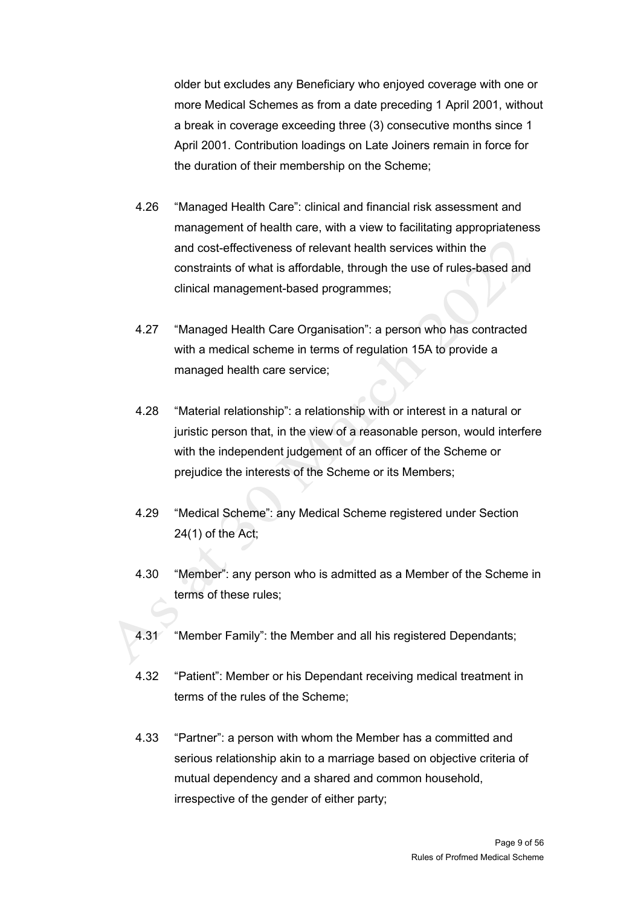older but excludes any Beneficiary who enjoyed coverage with one or more Medical Schemes as from a date preceding 1 April 2001, without a break in coverage exceeding three (3) consecutive months since 1 April 2001. Contribution loadings on Late Joiners remain in force for the duration of their membership on the Scheme;

4.26 "Managed Health Care": clinical and financial risk assessment and management of health care, with a view to facilitating appropriateness and cost-effectiveness of relevant health services within the constraints of what is affordable, through the use of rules-based and clinical management-based programmes;

4.27 "Managed Health Care Organisation": a person who has contracted with a medical scheme in terms of regulation 15A to provide a managed health care service;

4.28 "Material relationship": a relationship with or interest in a natural or juristic person that, in the view of a reasonable person, would interfere with the independent judgement of an officer of the Scheme or prejudice the interests of the Scheme or its Members;

4.29 "Medical Scheme": any Medical Scheme registered under Section 24(1) of the Act;

4.30 "Member": any person who is admitted as a Member of the Scheme in terms of these rules;

4.31 "Member Family": the Member and all his registered Dependants;

4.32 "Patient": Member or his Dependant receiving medical treatment in terms of the rules of the Scheme;

4.33 "Partner": a person with whom the Member has a committed and serious relationship akin to a marriage based on objective criteria of mutual dependency and a shared and common household, irrespective of the gender of either party;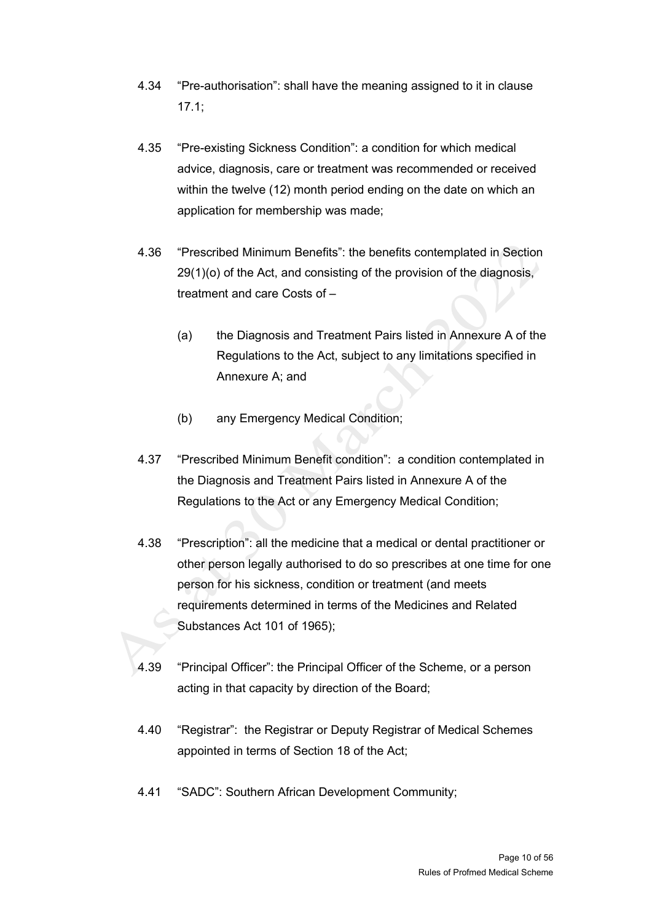4.34 "Pre-authorisation": shall have the meaning assigned to it in clause 17.1;

4.35 "Pre-existing Sickness Condition": a condition for which medical advice, diagnosis, care or treatment was recommended or received within the twelve (12) month period ending on the date on which an application for membership was made;

4.36 "Prescribed Minimum Benefits": the benefits contemplated in Section 29(1)(o) of the Act, and consisting of the provision of the diagnosis, treatment and care Costs of –

(a) the Diagnosis and Treatment Pairs listed in Annexure A of the Regulations to the Act, subject to any limitations specified in Annexure A; and

(b) any Emergency Medical Condition;

4.37 "Prescribed Minimum Benefit condition": a condition contemplated in the Diagnosis and Treatment Pairs listed in Annexure A of the Regulations to the Act or any Emergency Medical Condition;

4.38 "Prescription": all the medicine that a medical or dental practitioner or other person legally authorised to do so prescribes at one time for one person for his sickness, condition or treatment (and meets requirements determined in terms of the Medicines and Related Substances Act 101 of 1965);

4.39 "Principal Officer": the Principal Officer of the Scheme, or a person acting in that capacity by direction of the Board;

4.40 "Registrar": the Registrar or Deputy Registrar of Medical Schemes appointed in terms of Section 18 of the Act;

4.41 "SADC": Southern African Development Community;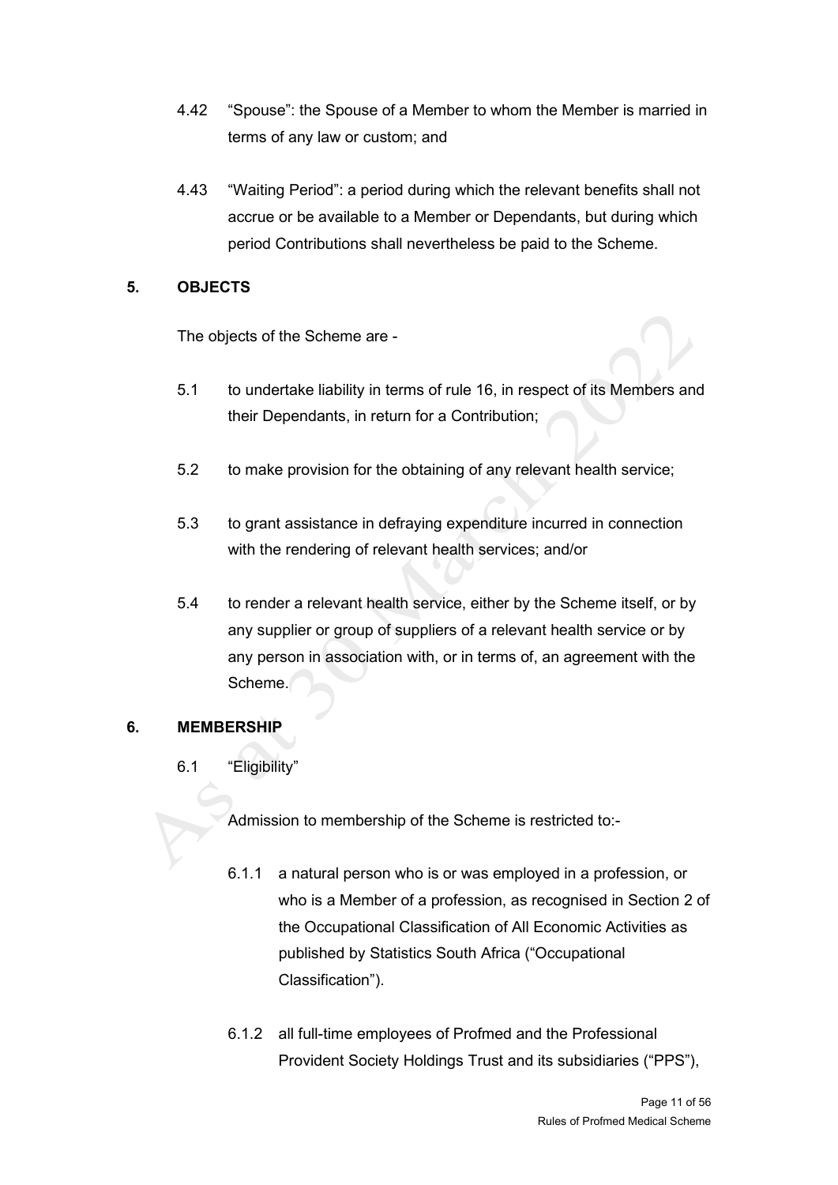4.42 "Spouse": the Spouse of a Member to whom the Member is married in terms of any law or custom; and

4.43 "Waiting Period": a period during which the relevant benefits shall not accrue or be available to a Member or Dependants, but during which period Contributions shall nevertheless be paid to the Scheme.

## 5. OBJECTS

The objects of the Scheme are -

5.1 to undertake liability in terms of rule 16, in respect of its Members and their Dependants, in return for a Contribution;

5.2 to make provision for the obtaining of any relevant health service;

5.3 to grant assistance in defraying expenditure incurred in connection with the rendering of relevant health services; and/or

5.4 to render a relevant health service, either by the Scheme itself, or by any supplier or group of suppliers of a relevant health service or by any person in association with, or in terms of, an agreement with the Scheme.

## 6. MEMBERSHIP

6.1 "Eligibility"

Admission to membership of the Scheme is restricted to:-

6.1.1 a natural person who is or was employed in a profession, or who is a Member of a profession, as recognised in Section 2 of the Occupational Classification of All Economic Activities as published by Statistics South Africa ("Occupational Classification").

6.1.2 all full-time employees of Profmed and the Professional Provident Society Holdings Trust and its subsidiaries ("PPS"),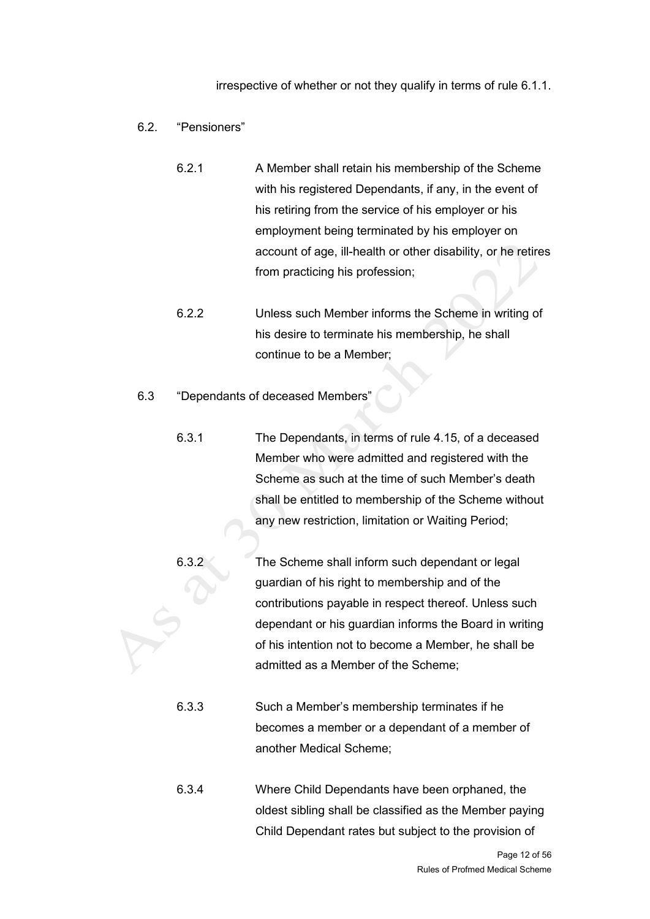irrespective of whether or not they qualify in terms of rule 6.1.1.

6.2. "Pensioners"

6.2.1 A Member shall retain his membership of the Scheme with his registered Dependants, if any, in the event of his retiring from the service of his employer or his employment being terminated by his employer on account of age, ill-health or other disability, or he retires from practicing his profession;

6.2.2 Unless such Member informs the Scheme in writing of his desire to terminate his membership, he shall continue to be a Member;

6.3 "Dependants of deceased Members"

6.3.1 The Dependants, in terms of rule 4.15, of a deceased Member who were admitted and registered with the Scheme as such at the time of such Member's death shall be entitled to membership of the Scheme without any new restriction, limitation or Waiting Period;

6.3.2 The Scheme shall inform such dependant or legal guardian of his right to membership and of the contributions payable in respect thereof. Unless such dependant or his guardian informs the Board in writing of his intention not to become a Member, he shall be admitted as a Member of the Scheme;

6.3.3 Such a Member's membership terminates if he becomes a member or a dependant of a member of another Medical Scheme;

6.3.4 Where Child Dependants have been orphaned, the oldest sibling shall be classified as the Member paying Child Dependant rates but subject to the provision of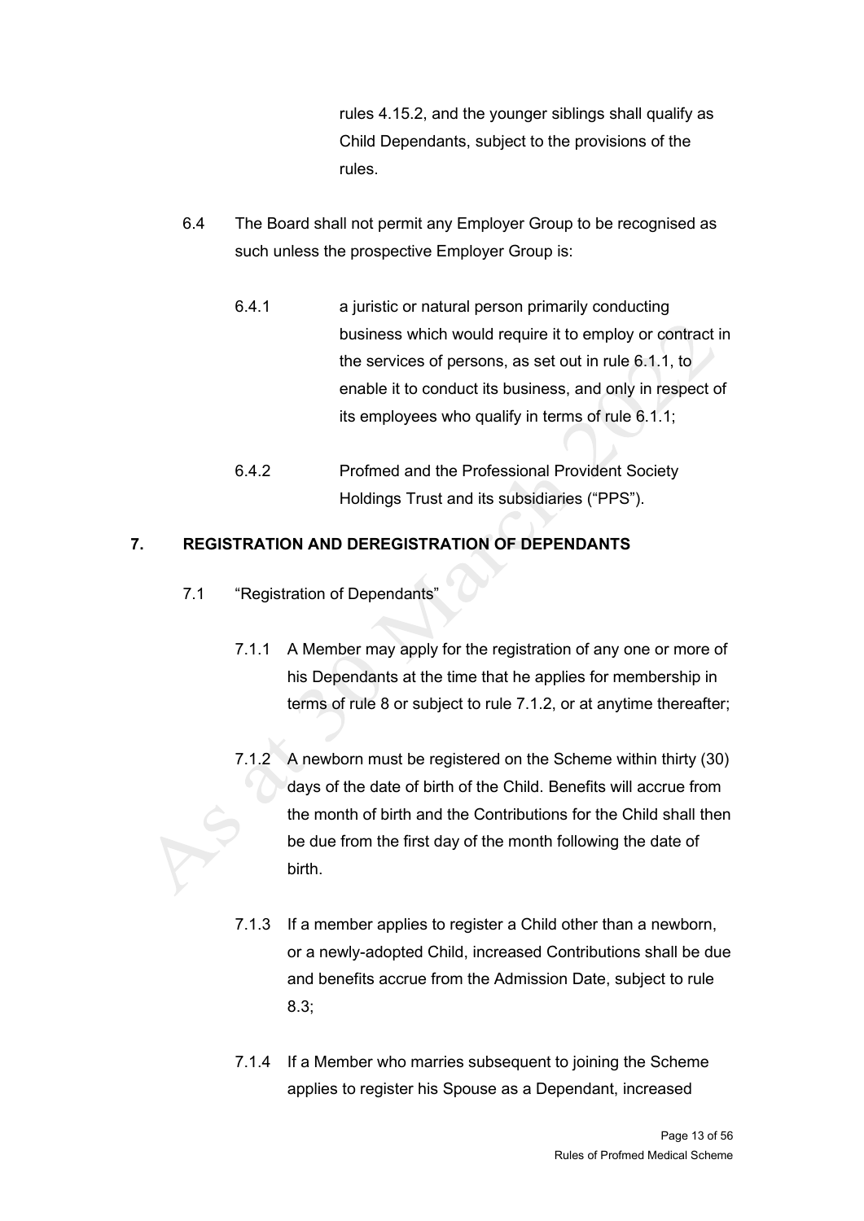rules 4.15.2, and the younger siblings shall qualify as Child Dependants, subject to the provisions of the rules.

6.4 The Board shall not permit any Employer Group to be recognised as such unless the prospective Employer Group is:

6.4.1 a juristic or natural person primarily conducting business which would require it to employ or contract in the services of persons, as set out in rule 6.1.1, to enable it to conduct its business, and only in respect of its employees who qualify in terms of rule 6.1.1;

6.4.2 Profmed and the Professional Provident Society Holdings Trust and its subsidiaries ("PPS").

## 7. REGISTRATION AND DEREGISTRATION OF DEPENDANTS

7.1 "Registration of Dependants"

7.1.1 A Member may apply for the registration of any one or more of his Dependants at the time that he applies for membership in terms of rule 8 or subject to rule 7.1.2, or at anytime thereafter;

7.1.2 A newborn must be registered on the Scheme within thirty (30) days of the date of birth of the Child. Benefits will accrue from the month of birth and the Contributions for the Child shall then be due from the first day of the month following the date of birth.

7.1.3 If a member applies to register a Child other than a newborn, or a newly-adopted Child, increased Contributions shall be due and benefits accrue from the Admission Date, subject to rule 8.3;

7.1.4 If a Member who marries subsequent to joining the Scheme applies to register his Spouse as a Dependant, increased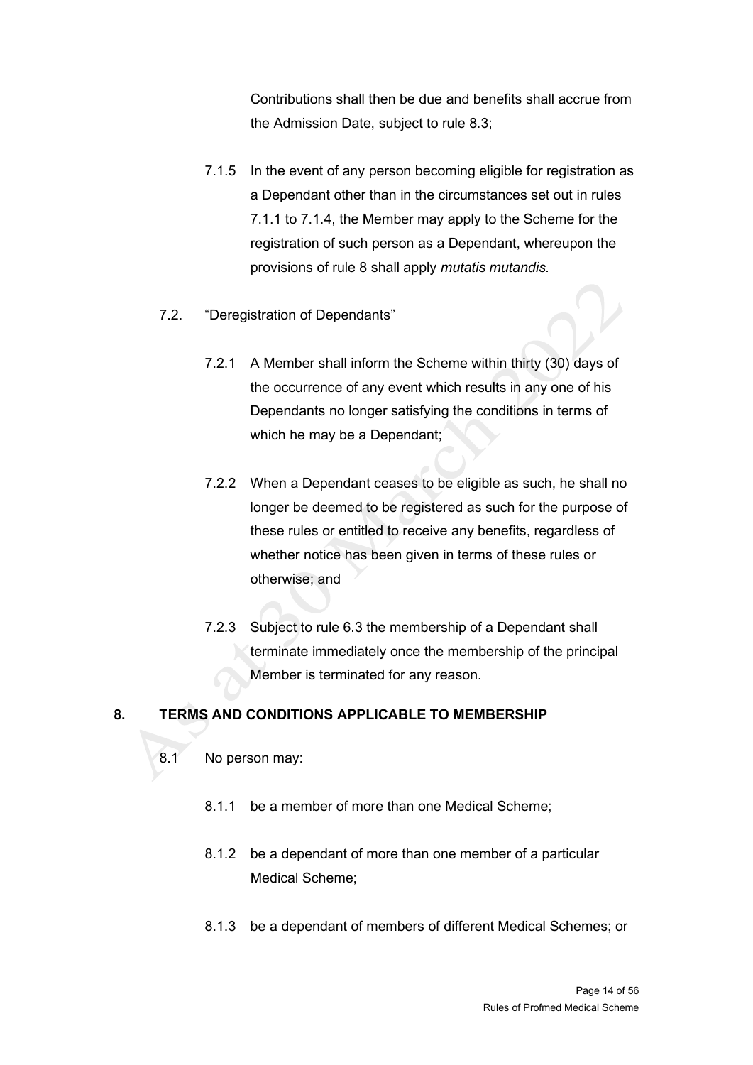Contributions shall then be due and benefits shall accrue from the Admission Date, subject to rule 8.3;

7.1.5 In the event of any person becoming eligible for registration as a Dependant other than in the circumstances set out in rules 7.1.1 to 7.1.4, the Member may apply to the Scheme for the registration of such person as a Dependant, whereupon the provisions of rule 8 shall apply *mutatis mutandis.*

7.2. "Deregistration of Dependants"

7.2.1 A Member shall inform the Scheme within thirty (30) days of the occurrence of any event which results in any one of his Dependants no longer satisfying the conditions in terms of which he may be a Dependant;

7.2.2 When a Dependant ceases to be eligible as such, he shall no longer be deemed to be registered as such for the purpose of these rules or entitled to receive any benefits, regardless of whether notice has been given in terms of these rules or otherwise; and

7.2.3 Subject to rule 6.3 the membership of a Dependant shall terminate immediately once the membership of the principal Member is terminated for any reason.

## 8. TERMS AND CONDITIONS APPLICABLE TO MEMBERSHIP

8.1 No person may:

8.1.1 be a member of more than one Medical Scheme;

8.1.2 be a dependant of more than one member of a particular Medical Scheme;

8.1.3 be a dependant of members of different Medical Schemes; or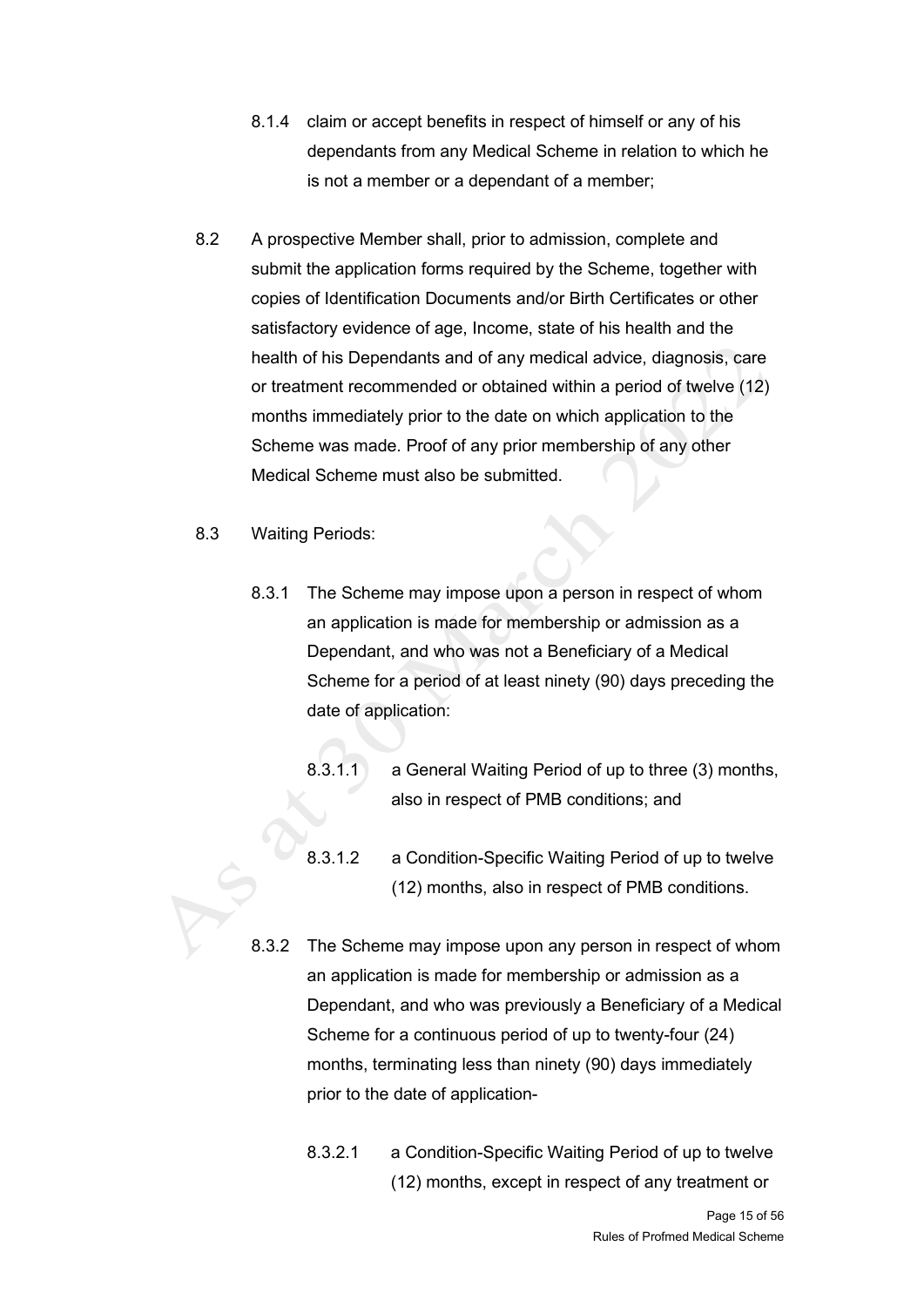8.1.4 claim or accept benefits in respect of himself or any of his dependants from any Medical Scheme in relation to which he is not a member or a dependant of a member;

8.2 A prospective Member shall, prior to admission, complete and submit the application forms required by the Scheme, together with copies of Identification Documents and/or Birth Certificates or other satisfactory evidence of age, Income, state of his health and the health of his Dependants and of any medical advice, diagnosis, care or treatment recommended or obtained within a period of twelve (12) months immediately prior to the date on which application to the Scheme was made. Proof of any prior membership of any other Medical Scheme must also be submitted.

8.3 Waiting Periods:

8.3.1 The Scheme may impose upon a person in respect of whom an application is made for membership or admission as a Dependant, and who was not a Beneficiary of a Medical Scheme for a period of at least ninety (90) days preceding the date of application:

8.3.1.1 a General Waiting Period of up to three (3) months, also in respect of PMB conditions; and

8.3.1.2 a Condition-Specific Waiting Period of up to twelve (12) months, also in respect of PMB conditions.

8.3.2 The Scheme may impose upon any person in respect of whom an application is made for membership or admission as a Dependant, and who was previously a Beneficiary of a Medical Scheme for a continuous period of up to twenty-four (24) months, terminating less than ninety (90) days immediately prior to the date of application-

8.3.2.1 a Condition-Specific Waiting Period of up to twelve (12) months, except in respect of any treatment or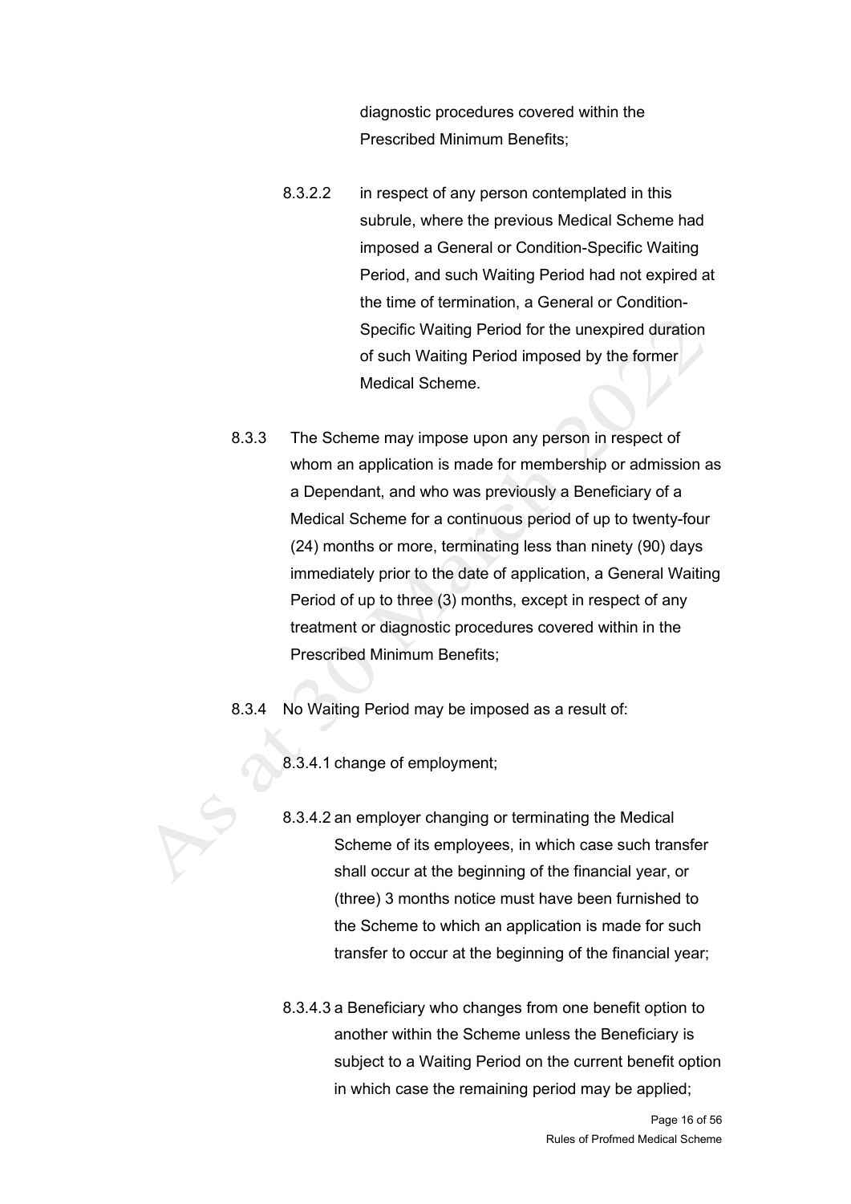diagnostic procedures covered within the Prescribed Minimum Benefits;

8.3.2.2 in respect of any person contemplated in this subrule, where the previous Medical Scheme had imposed a General or Condition-Specific Waiting Period, and such Waiting Period had not expired at the time of termination, a General or Condition-Specific Waiting Period for the unexpired duration of such Waiting Period imposed by the former Medical Scheme.

8.3.3 The Scheme may impose upon any person in respect of whom an application is made for membership or admission as a Dependant, and who was previously a Beneficiary of a Medical Scheme for a continuous period of up to twenty-four (24) months or more, terminating less than ninety (90) days immediately prior to the date of application, a General Waiting Period of up to three (3) months, except in respect of any treatment or diagnostic procedures covered within in the Prescribed Minimum Benefits;

8.3.4 No Waiting Period may be imposed as a result of:

8.3.4.1 change of employment;

8.3.4.2 an employer changing or terminating the Medical Scheme of its employees, in which case such transfer shall occur at the beginning of the financial year, or (three) 3 months notice must have been furnished to the Scheme to which an application is made for such transfer to occur at the beginning of the financial year;

8.3.4.3 a Beneficiary who changes from one benefit option to another within the Scheme unless the Beneficiary is subject to a Waiting Period on the current benefit option in which case the remaining period may be applied;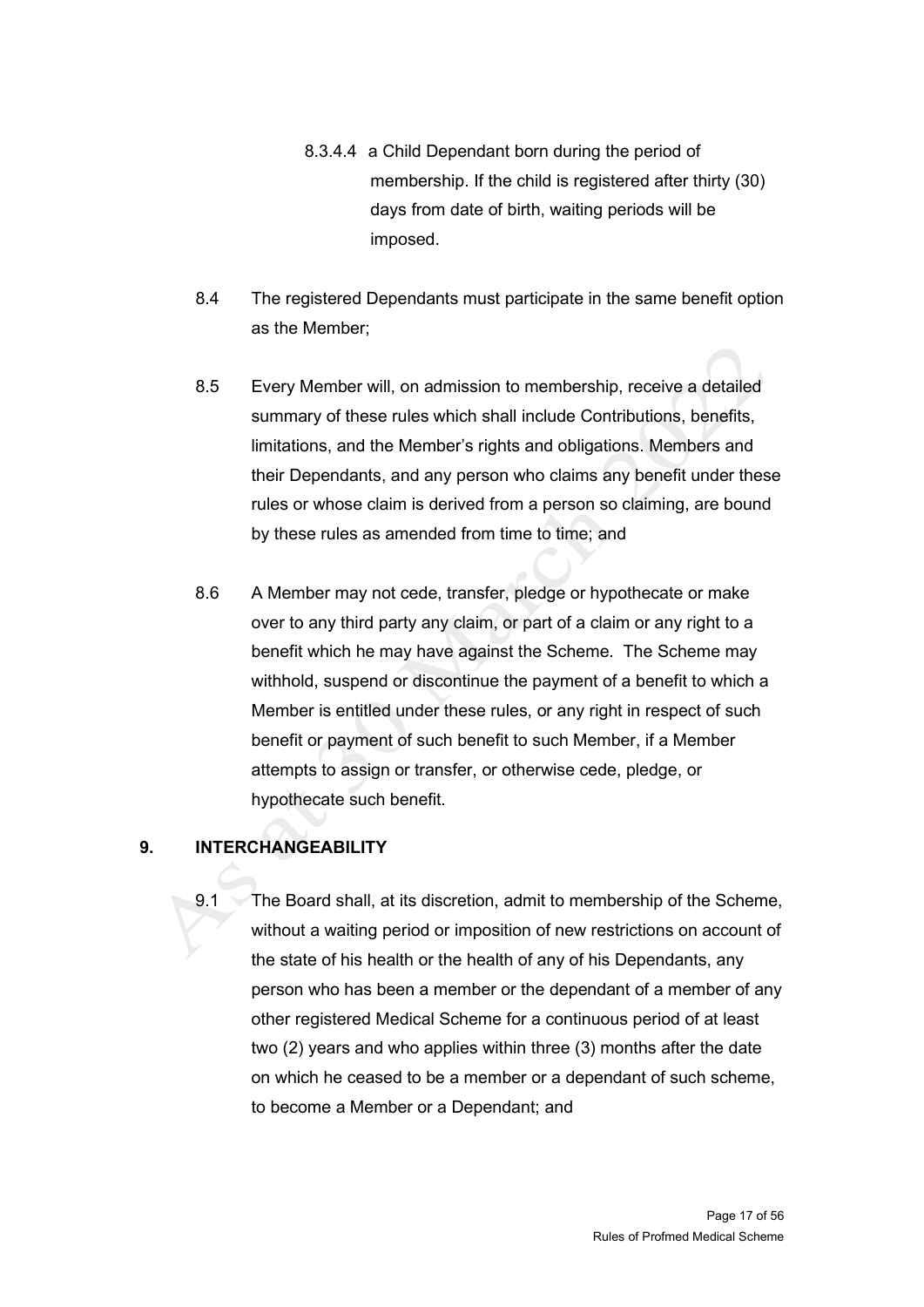8.3.4.4 a Child Dependant born during the period of membership. If the child is registered after thirty (30) days from date of birth, waiting periods will be imposed.

8.4 The registered Dependants must participate in the same benefit option as the Member;

8.5 Every Member will, on admission to membership, receive a detailed summary of these rules which shall include Contributions, benefits, limitations, and the Member's rights and obligations. Members and their Dependants, and any person who claims any benefit under these rules or whose claim is derived from a person so claiming, are bound by these rules as amended from time to time; and

8.6 A Member may not cede, transfer, pledge or hypothecate or make over to any third party any claim, or part of a claim or any right to a benefit which he may have against the Scheme. The Scheme may withhold, suspend or discontinue the payment of a benefit to which a Member is entitled under these rules, or any right in respect of such benefit or payment of such benefit to such Member, if a Member attempts to assign or transfer, or otherwise cede, pledge, or hypothecate such benefit.

## 9. INTERCHANGEABILITY

9.1 The Board shall, at its discretion, admit to membership of the Scheme, without a waiting period or imposition of new restrictions on account of the state of his health or the health of any of his Dependants, any person who has been a member or the dependant of a member of any other registered Medical Scheme for a continuous period of at least two (2) years and who applies within three (3) months after the date on which he ceased to be a member or a dependant of such scheme, to become a Member or a Dependant; and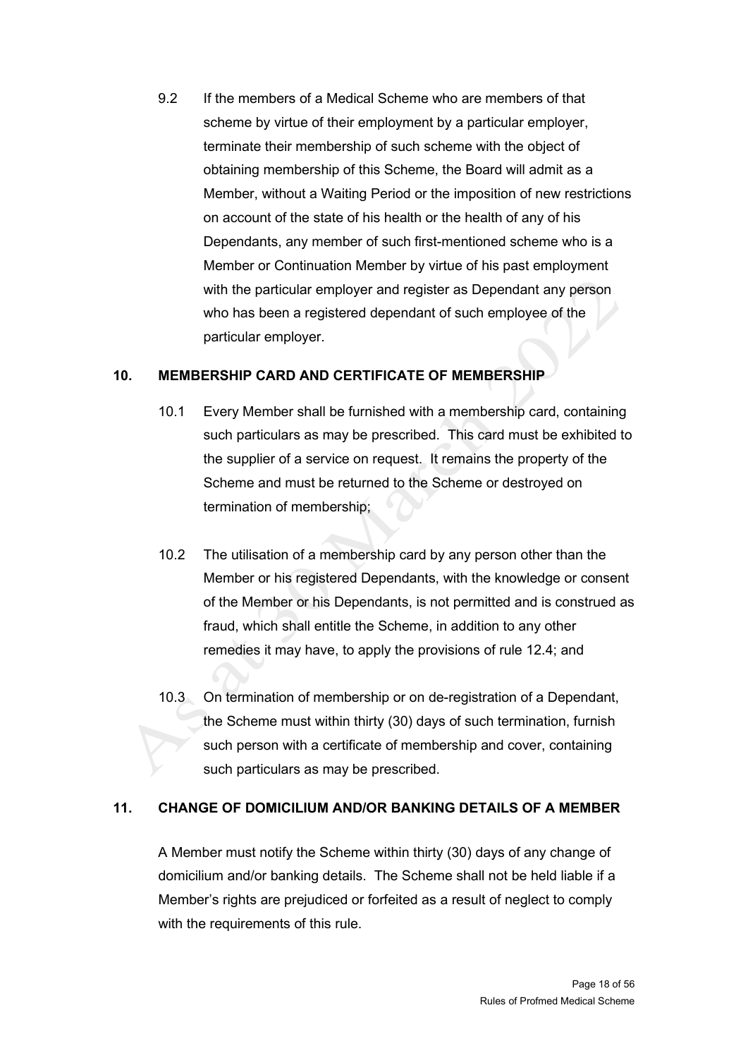9.2 If the members of a Medical Scheme who are members of that scheme by virtue of their employment by a particular employer, terminate their membership of such scheme with the object of obtaining membership of this Scheme, the Board will admit as a Member, without a Waiting Period or the imposition of new restrictions on account of the state of his health or the health of any of his Dependants, any member of such first-mentioned scheme who is a Member or Continuation Member by virtue of his past employment with the particular employer and register as Dependant any person who has been a registered dependant of such employee of the particular employer.

## 10. MEMBERSHIP CARD AND CERTIFICATE OF MEMBERSHIP

10.1 Every Member shall be furnished with a membership card, containing such particulars as may be prescribed. This card must be exhibited to the supplier of a service on request. It remains the property of the Scheme and must be returned to the Scheme or destroyed on termination of membership;

10.2 The utilisation of a membership card by any person other than the Member or his registered Dependants, with the knowledge or consent of the Member or his Dependants, is not permitted and is construed as fraud, which shall entitle the Scheme, in addition to any other remedies it may have, to apply the provisions of rule 12.4; and

10.3 On termination of membership or on de-registration of a Dependant, the Scheme must within thirty (30) days of such termination, furnish such person with a certificate of membership and cover, containing such particulars as may be prescribed.

## 11. CHANGE OF DOMICILIUM AND/OR BANKING DETAILS OF A MEMBER

A Member must notify the Scheme within thirty (30) days of any change of domicilium and/or banking details. The Scheme shall not be held liable if a Member's rights are prejudiced or forfeited as a result of neglect to comply with the requirements of this rule.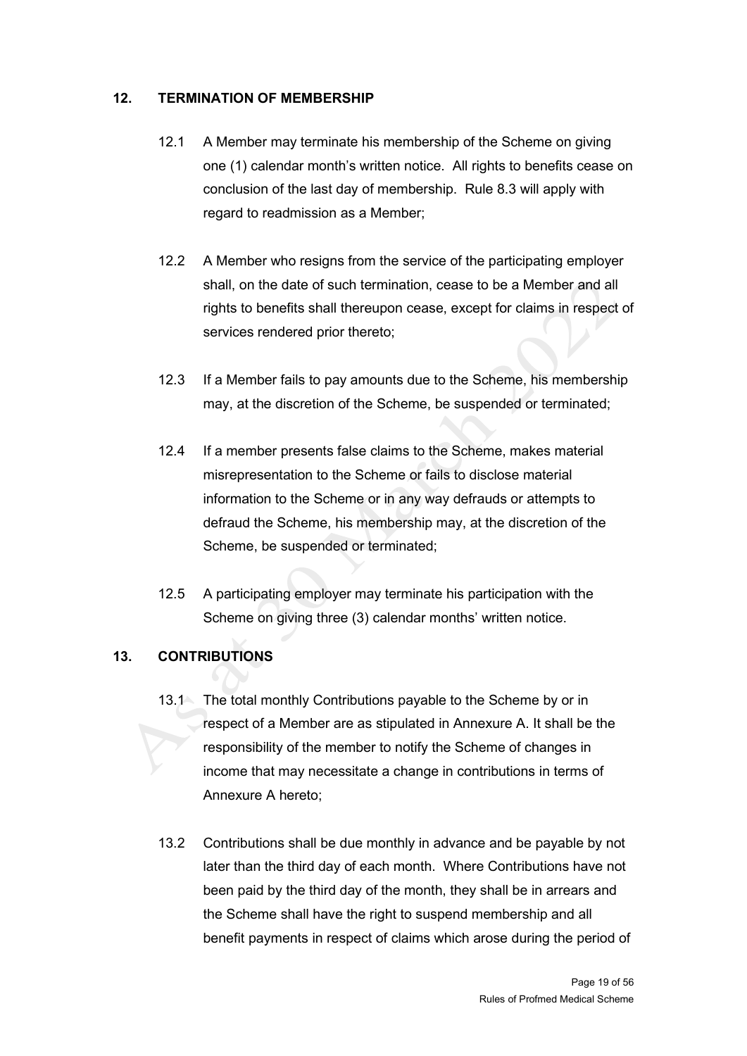## 12. TERMINATION OF MEMBERSHIP

12.1 A Member may terminate his membership of the Scheme on giving one (1) calendar month's written notice. All rights to benefits cease on conclusion of the last day of membership. Rule 8.3 will apply with regard to readmission as a Member;

12.2 A Member who resigns from the service of the participating employer shall, on the date of such termination, cease to be a Member and all rights to benefits shall thereupon cease, except for claims in respect of services rendered prior thereto;

12.3 If a Member fails to pay amounts due to the Scheme, his membership may, at the discretion of the Scheme, be suspended or terminated;

12.4 If a member presents false claims to the Scheme, makes material misrepresentation to the Scheme or fails to disclose material information to the Scheme or in any way defrauds or attempts to defraud the Scheme, his membership may, at the discretion of the Scheme, be suspended or terminated;

12.5 A participating employer may terminate his participation with the Scheme on giving three (3) calendar months' written notice.

## 13. CONTRIBUTIONS

13.1 The total monthly Contributions payable to the Scheme by or in respect of a Member are as stipulated in Annexure A. It shall be the responsibility of the member to notify the Scheme of changes in income that may necessitate a change in contributions in terms of Annexure A hereto;

13.2 Contributions shall be due monthly in advance and be payable by not later than the third day of each month. Where Contributions have not been paid by the third day of the month, they shall be in arrears and the Scheme shall have the right to suspend membership and all benefit payments in respect of claims which arose during the period of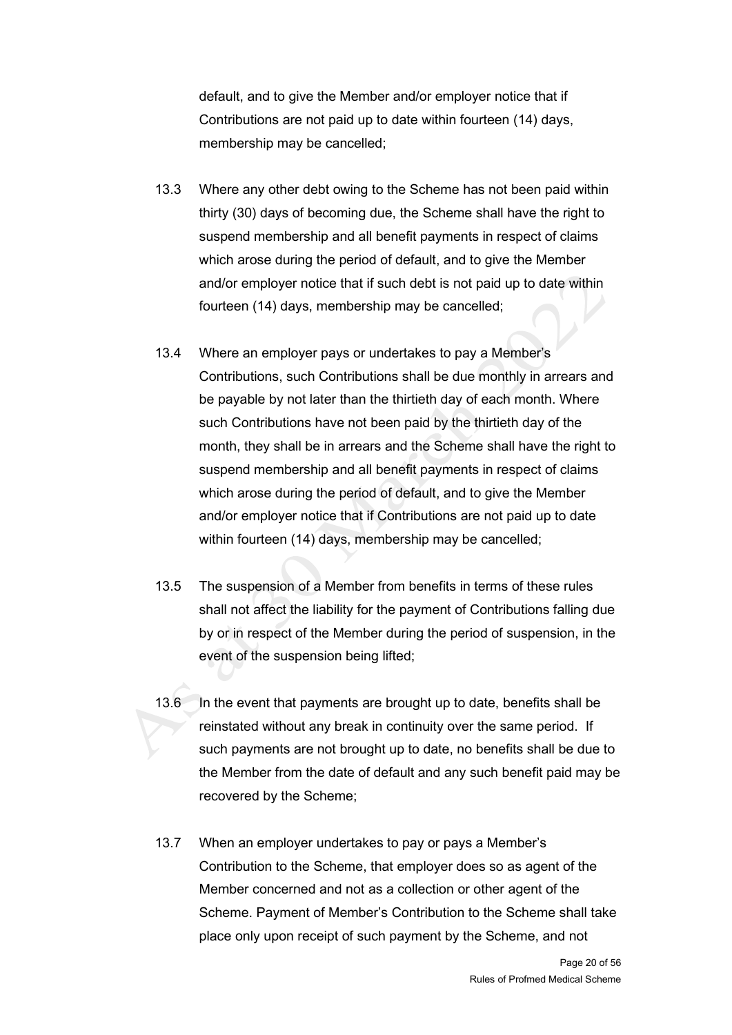default, and to give the Member and/or employer notice that if Contributions are not paid up to date within fourteen (14) days, membership may be cancelled;

13.3 Where any other debt owing to the Scheme has not been paid within thirty (30) days of becoming due, the Scheme shall have the right to suspend membership and all benefit payments in respect of claims which arose during the period of default, and to give the Member and/or employer notice that if such debt is not paid up to date within fourteen (14) days, membership may be cancelled;

13.4 Where an employer pays or undertakes to pay a Member's Contributions, such Contributions shall be due monthly in arrears and be payable by not later than the thirtieth day of each month. Where such Contributions have not been paid by the thirtieth day of the month, they shall be in arrears and the Scheme shall have the right to suspend membership and all benefit payments in respect of claims which arose during the period of default, and to give the Member and/or employer notice that if Contributions are not paid up to date within fourteen (14) days, membership may be cancelled;

13.5 The suspension of a Member from benefits in terms of these rules shall not affect the liability for the payment of Contributions falling due by or in respect of the Member during the period of suspension, in the event of the suspension being lifted;

13.6 In the event that payments are brought up to date, benefits shall be reinstated without any break in continuity over the same period. If such payments are not brought up to date, no benefits shall be due to the Member from the date of default and any such benefit paid may be recovered by the Scheme;

13.7 When an employer undertakes to pay or pays a Member's Contribution to the Scheme, that employer does so as agent of the Member concerned and not as a collection or other agent of the Scheme. Payment of Member's Contribution to the Scheme shall take place only upon receipt of such payment by the Scheme, and not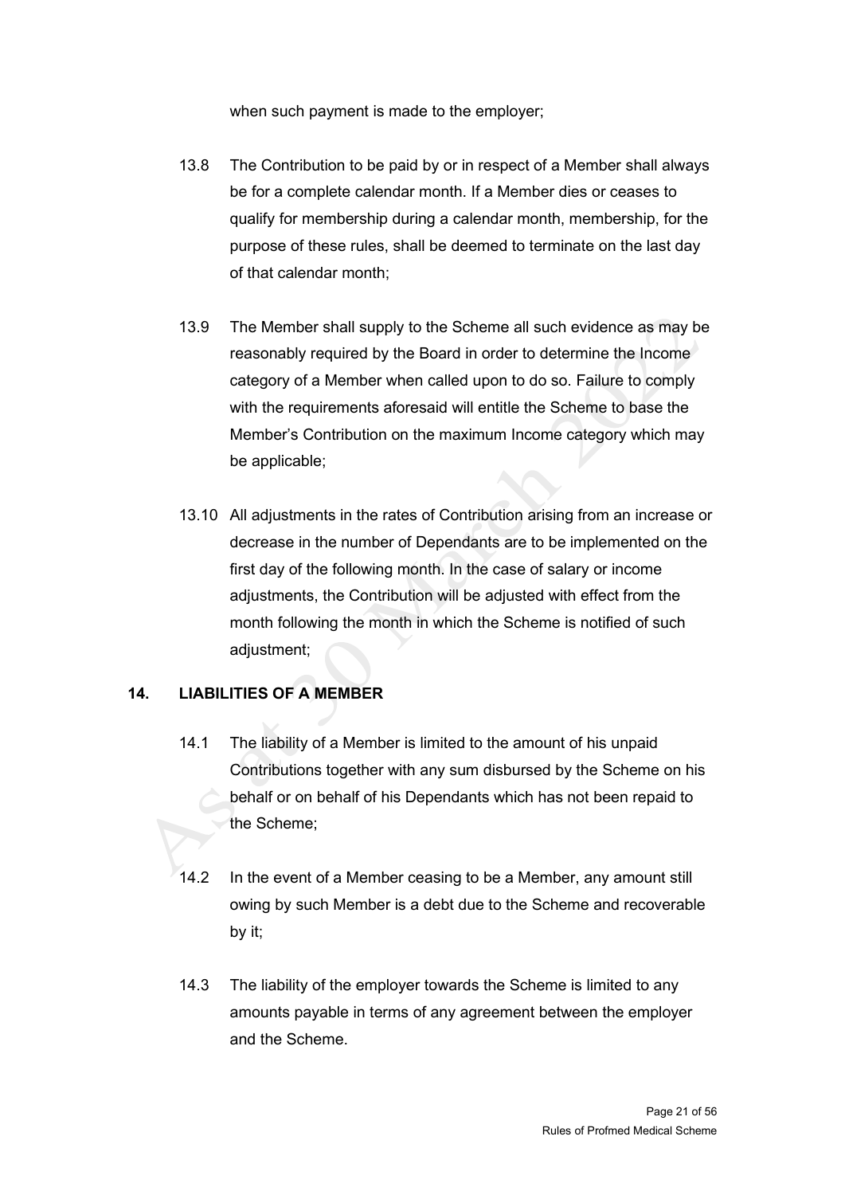when such payment is made to the employer;

13.8 The Contribution to be paid by or in respect of a Member shall always be for a complete calendar month. If a Member dies or ceases to qualify for membership during a calendar month, membership, for the purpose of these rules, shall be deemed to terminate on the last day of that calendar month;

13.9 The Member shall supply to the Scheme all such evidence as may be reasonably required by the Board in order to determine the Income category of a Member when called upon to do so. Failure to comply with the requirements aforesaid will entitle the Scheme to base the Member's Contribution on the maximum Income category which may be applicable;

13.10 All adjustments in the rates of Contribution arising from an increase or decrease in the number of Dependants are to be implemented on the first day of the following month. In the case of salary or income adjustments, the Contribution will be adjusted with effect from the month following the month in which the Scheme is notified of such adjustment;

## 14. LIABILITIES OF A MEMBER

14.1 The liability of a Member is limited to the amount of his unpaid Contributions together with any sum disbursed by the Scheme on his behalf or on behalf of his Dependants which has not been repaid to the Scheme;

14.2 In the event of a Member ceasing to be a Member, any amount still owing by such Member is a debt due to the Scheme and recoverable by it;

14.3 The liability of the employer towards the Scheme is limited to any amounts payable in terms of any agreement between the employer and the Scheme.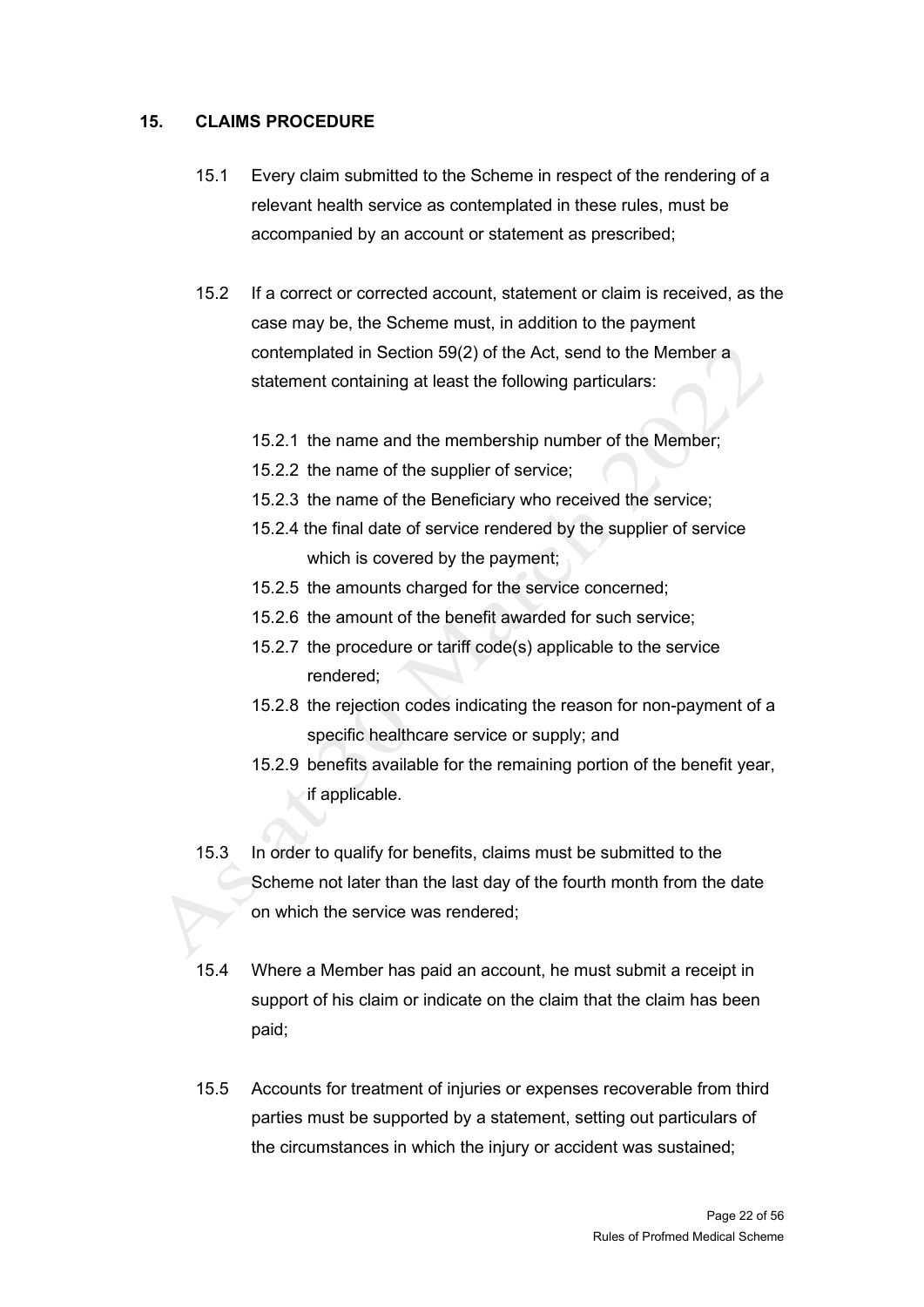## 15. CLAIMS PROCEDURE

15.1 Every claim submitted to the Scheme in respect of the rendering of a relevant health service as contemplated in these rules, must be accompanied by an account or statement as prescribed;

15.2 If a correct or corrected account, statement or claim is received, as the case may be, the Scheme must, in addition to the payment contemplated in Section 59(2) of the Act, send to the Member a statement containing at least the following particulars:

- 15.2.1 the name and the membership number of the Member;
- 15.2.2 the name of the supplier of service;
- 15.2.3 the name of the Beneficiary who received the service;
- 15.2.4 the final date of service rendered by the supplier of service which is covered by the payment;
- 15.2.5 the amounts charged for the service concerned;
- 15.2.6 the amount of the benefit awarded for such service;
- 15.2.7 the procedure or tariff code(s) applicable to the service rendered;
- 15.2.8 the rejection codes indicating the reason for non-payment of a specific healthcare service or supply; and
- 15.2.9 benefits available for the remaining portion of the benefit year, if applicable.

15.3 In order to qualify for benefits, claims must be submitted to the Scheme not later than the last day of the fourth month from the date on which the service was rendered;

15.4 Where a Member has paid an account, he must submit a receipt in support of his claim or indicate on the claim that the claim has been paid;

15.5 Accounts for treatment of injuries or expenses recoverable from third parties must be supported by a statement, setting out particulars of the circumstances in which the injury or accident was sustained;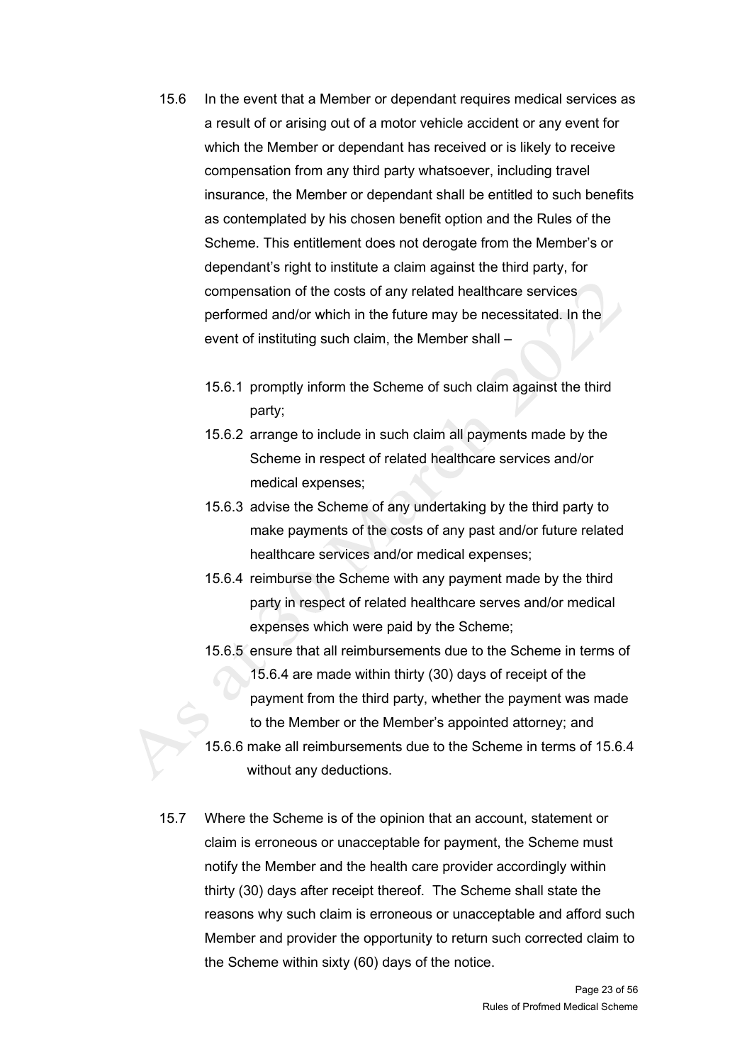15.6 In the event that a Member or dependant requires medical services as a result of or arising out of a motor vehicle accident or any event for which the Member or dependant has received or is likely to receive compensation from any third party whatsoever, including travel insurance, the Member or dependant shall be entitled to such benefits as contemplated by his chosen benefit option and the Rules of the Scheme. This entitlement does not derogate from the Member's or dependant's right to institute a claim against the third party, for compensation of the costs of any related healthcare services performed and/or which in the future may be necessitated. In the event of instituting such claim, the Member shall –

15.6.1 promptly inform the Scheme of such claim against the third party;

15.6.2 arrange to include in such claim all payments made by the Scheme in respect of related healthcare services and/or medical expenses;

15.6.3 advise the Scheme of any undertaking by the third party to make payments of the costs of any past and/or future related healthcare services and/or medical expenses;

15.6.4 reimburse the Scheme with any payment made by the third party in respect of related healthcare serves and/or medical expenses which were paid by the Scheme;

15.6.5 ensure that all reimbursements due to the Scheme in terms of 15.6.4 are made within thirty (30) days of receipt of the payment from the third party, whether the payment was made to the Member or the Member's appointed attorney; and

15.6.6 make all reimbursements due to the Scheme in terms of 15.6.4 without any deductions.

15.7 Where the Scheme is of the opinion that an account, statement or claim is erroneous or unacceptable for payment, the Scheme must notify the Member and the health care provider accordingly within thirty (30) days after receipt thereof. The Scheme shall state the reasons why such claim is erroneous or unacceptable and afford such Member and provider the opportunity to return such corrected claim to the Scheme within sixty (60) days of the notice.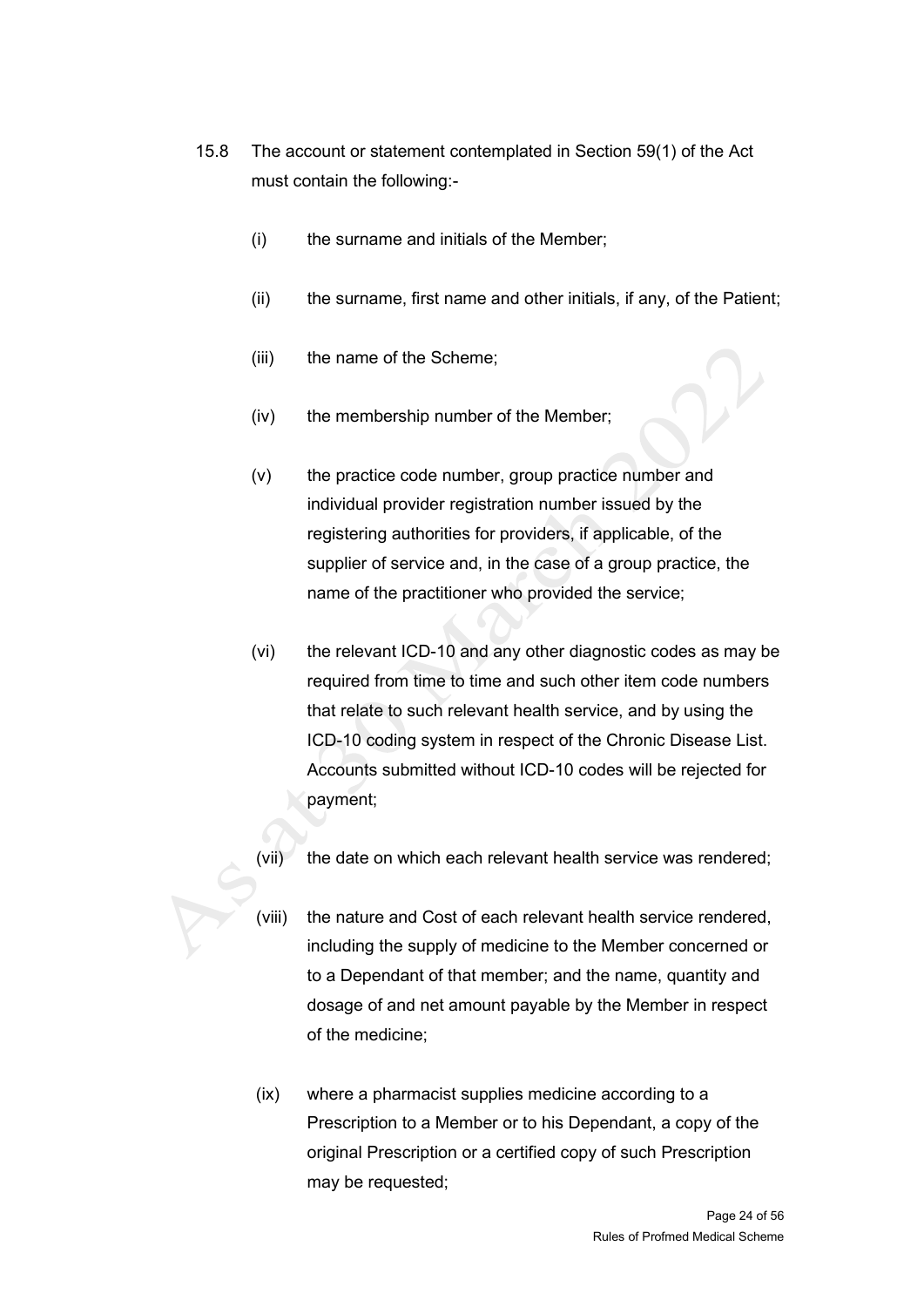15.8 The account or statement contemplated in Section 59(1) of the Act must contain the following:-

(i) the surname and initials of the Member;

(ii) the surname, first name and other initials, if any, of the Patient;

(iii) the name of the Scheme;

(iv) the membership number of the Member;

(v) the practice code number, group practice number and individual provider registration number issued by the registering authorities for providers, if applicable, of the supplier of service and, in the case of a group practice, the name of the practitioner who provided the service;

(vi) the relevant ICD-10 and any other diagnostic codes as may be required from time to time and such other item code numbers that relate to such relevant health service, and by using the ICD-10 coding system in respect of the Chronic Disease List. Accounts submitted without ICD-10 codes will be rejected for payment;

(vii) the date on which each relevant health service was rendered;

(viii) the nature and Cost of each relevant health service rendered, including the supply of medicine to the Member concerned or to a Dependant of that member; and the name, quantity and dosage of and net amount payable by the Member in respect of the medicine;

(ix) where a pharmacist supplies medicine according to a Prescription to a Member or to his Dependant, a copy of the original Prescription or a certified copy of such Prescription may be requested;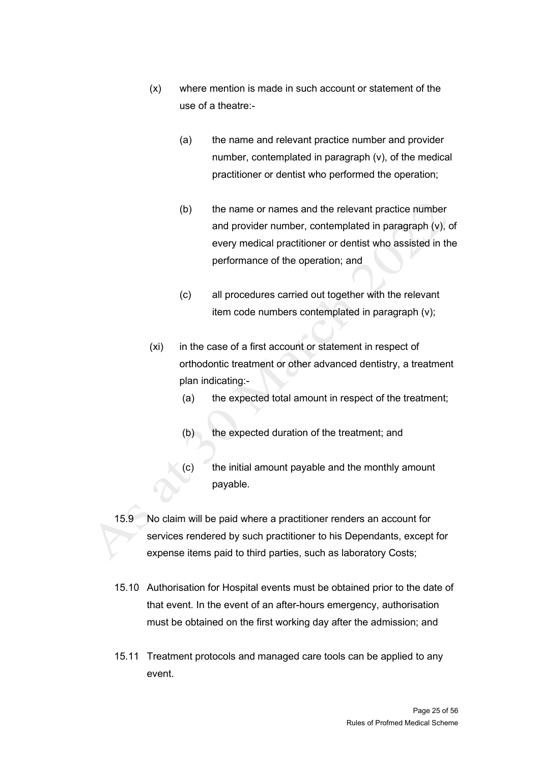(x) where mention is made in such account or statement of the use of a theatre:-

  (a) the name and relevant practice number and provider number, contemplated in paragraph (v), of the medical practitioner or dentist who performed the operation;

  (b) the name or names and the relevant practice number and provider number, contemplated in paragraph (v), of every medical practitioner or dentist who assisted in the performance of the operation; and

  (c) all procedures carried out together with the relevant item code numbers contemplated in paragraph (v);

(xi) in the case of a first account or statement in respect of orthodontic treatment or other advanced dentistry, a treatment plan indicating:-

  (a) the expected total amount in respect of the treatment;

  (b) the expected duration of the treatment; and

  (c) the initial amount payable and the monthly amount payable.

15.9 No claim will be paid where a practitioner renders an account for services rendered by such practitioner to his Dependants, except for expense items paid to third parties, such as laboratory Costs;

15.10 Authorisation for Hospital events must be obtained prior to the date of that event. In the event of an after-hours emergency, authorisation must be obtained on the first working day after the admission; and

15.11 Treatment protocols and managed care tools can be applied to any event.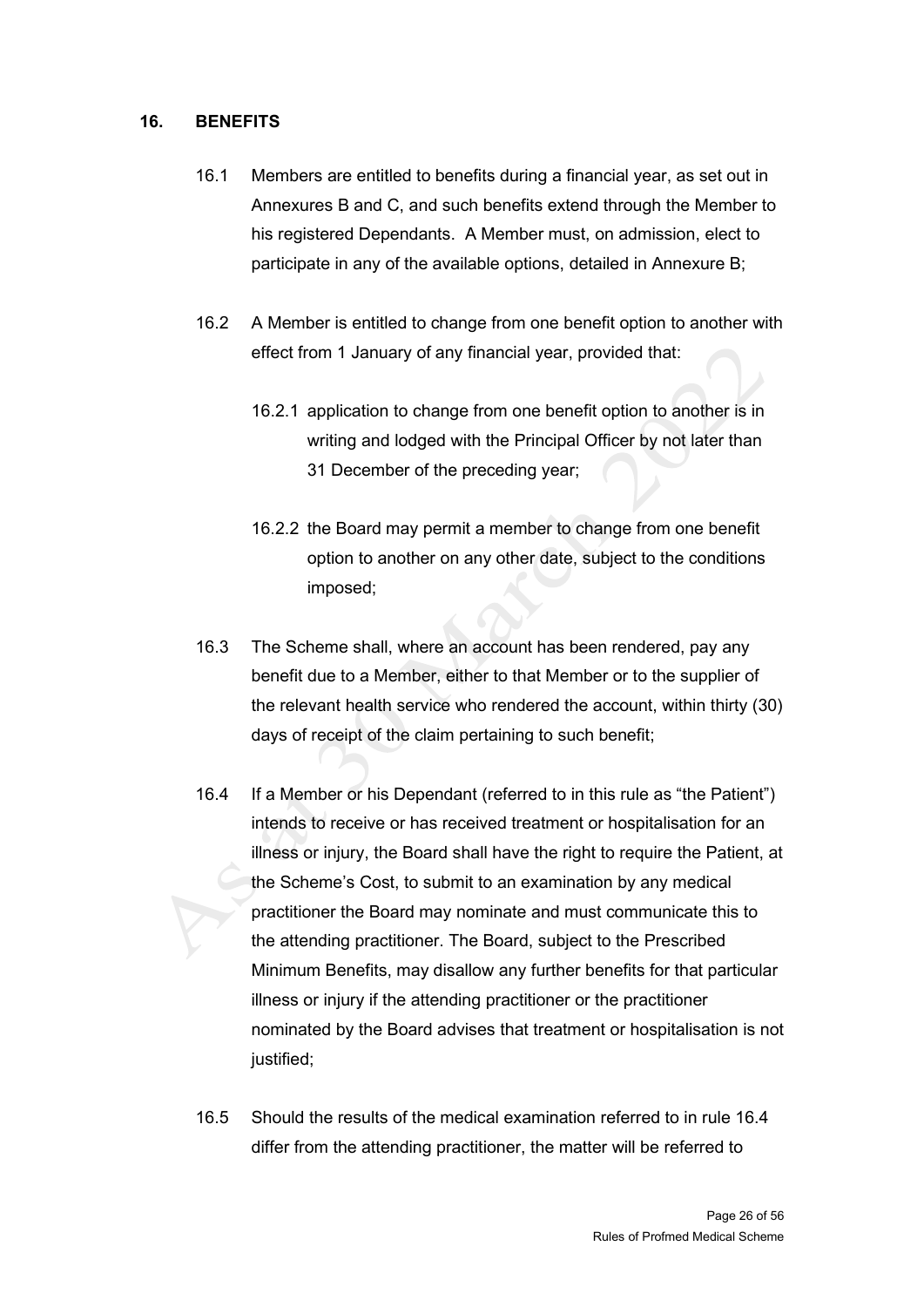## 16. BENEFITS

16.1 Members are entitled to benefits during a financial year, as set out in Annexures B and C, and such benefits extend through the Member to his registered Dependants. A Member must, on admission, elect to participate in any of the available options, detailed in Annexure B;

16.2 A Member is entitled to change from one benefit option to another with effect from 1 January of any financial year, provided that:

16.2.1 application to change from one benefit option to another is in writing and lodged with the Principal Officer by not later than 31 December of the preceding year;

16.2.2 the Board may permit a member to change from one benefit option to another on any other date, subject to the conditions imposed;

16.3 The Scheme shall, where an account has been rendered, pay any benefit due to a Member, either to that Member or to the supplier of the relevant health service who rendered the account, within thirty (30) days of receipt of the claim pertaining to such benefit;

16.4 If a Member or his Dependant (referred to in this rule as "the Patient") intends to receive or has received treatment or hospitalisation for an illness or injury, the Board shall have the right to require the Patient, at the Scheme's Cost, to submit to an examination by any medical practitioner the Board may nominate and must communicate this to the attending practitioner. The Board, subject to the Prescribed Minimum Benefits, may disallow any further benefits for that particular illness or injury if the attending practitioner or the practitioner nominated by the Board advises that treatment or hospitalisation is not justified;

16.5 Should the results of the medical examination referred to in rule 16.4 differ from the attending practitioner, the matter will be referred to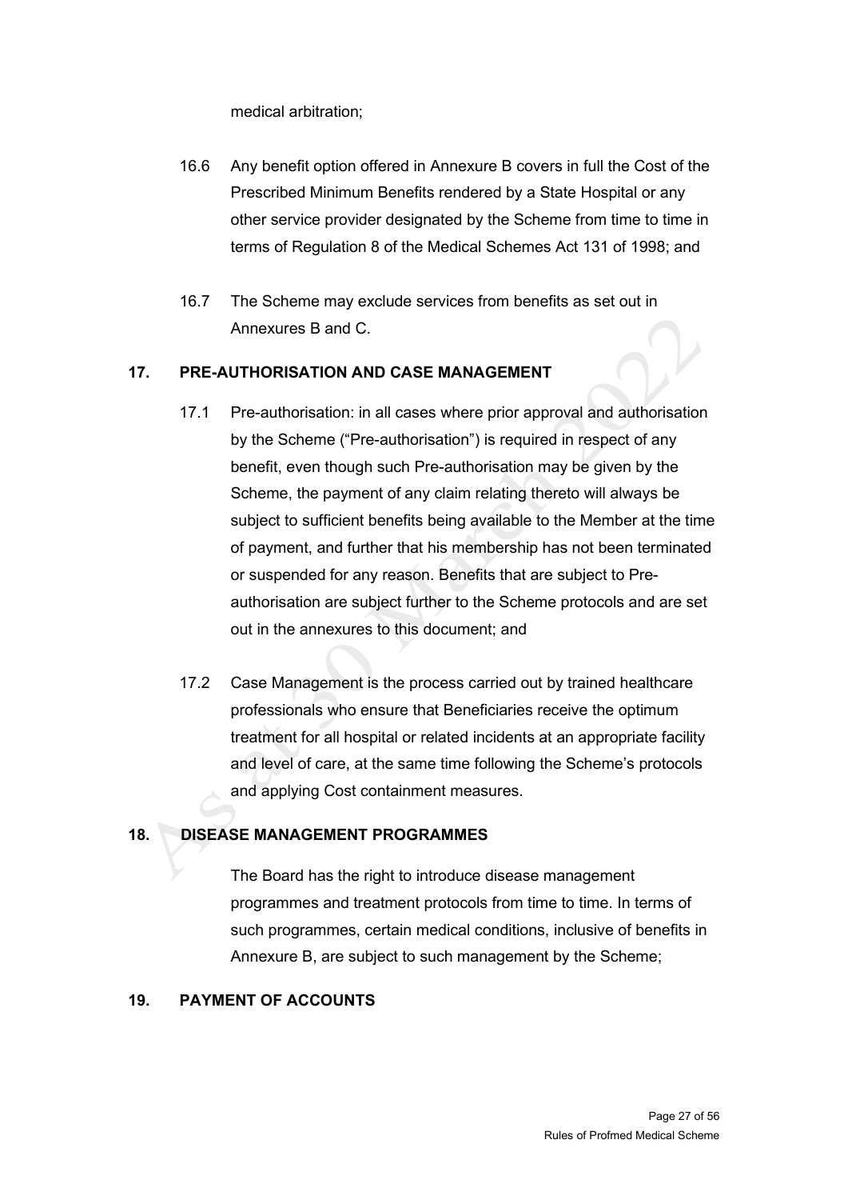medical arbitration;

16.6 Any benefit option offered in Annexure B covers in full the Cost of the Prescribed Minimum Benefits rendered by a State Hospital or any other service provider designated by the Scheme from time to time in terms of Regulation 8 of the Medical Schemes Act 131 of 1998; and

16.7 The Scheme may exclude services from benefits as set out in Annexures B and C.

## 17. PRE-AUTHORISATION AND CASE MANAGEMENT

17.1 Pre-authorisation: in all cases where prior approval and authorisation by the Scheme ("Pre-authorisation") is required in respect of any benefit, even though such Pre-authorisation may be given by the Scheme, the payment of any claim relating thereto will always be subject to sufficient benefits being available to the Member at the time of payment, and further that his membership has not been terminated or suspended for any reason. Benefits that are subject to Pre-authorisation are subject further to the Scheme protocols and are set out in the annexures to this document; and

17.2 Case Management is the process carried out by trained healthcare professionals who ensure that Beneficiaries receive the optimum treatment for all hospital or related incidents at an appropriate facility and level of care, at the same time following the Scheme's protocols and applying Cost containment measures.

## 18. DISEASE MANAGEMENT PROGRAMMES

The Board has the right to introduce disease management programmes and treatment protocols from time to time. In terms of such programmes, certain medical conditions, inclusive of benefits in Annexure B, are subject to such management by the Scheme;

## 19. PAYMENT OF ACCOUNTS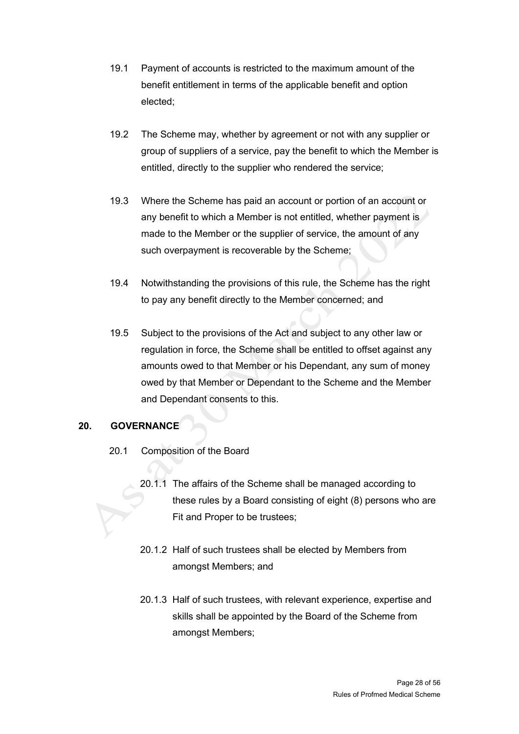19.1 Payment of accounts is restricted to the maximum amount of the benefit entitlement in terms of the applicable benefit and option elected;

19.2 The Scheme may, whether by agreement or not with any supplier or group of suppliers of a service, pay the benefit to which the Member is entitled, directly to the supplier who rendered the service;

19.3 Where the Scheme has paid an account or portion of an account or any benefit to which a Member is not entitled, whether payment is made to the Member or the supplier of service, the amount of any such overpayment is recoverable by the Scheme;

19.4 Notwithstanding the provisions of this rule, the Scheme has the right to pay any benefit directly to the Member concerned; and

19.5 Subject to the provisions of the Act and subject to any other law or regulation in force, the Scheme shall be entitled to offset against any amounts owed to that Member or his Dependant, any sum of money owed by that Member or Dependant to the Scheme and the Member and Dependant consents to this.

## 20. GOVERNANCE

20.1 Composition of the Board

20.1.1 The affairs of the Scheme shall be managed according to these rules by a Board consisting of eight (8) persons who are Fit and Proper to be trustees;

20.1.2 Half of such trustees shall be elected by Members from amongst Members; and

20.1.3 Half of such trustees, with relevant experience, expertise and skills shall be appointed by the Board of the Scheme from amongst Members;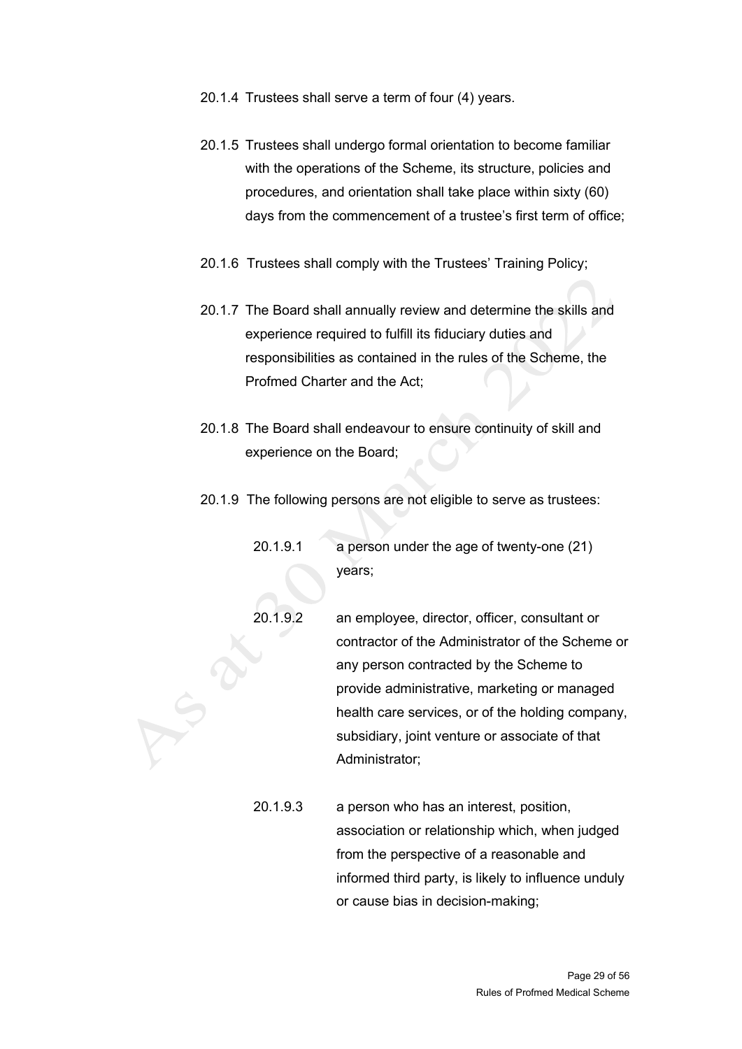20.1.4 Trustees shall serve a term of four (4) years.

20.1.5 Trustees shall undergo formal orientation to become familiar with the operations of the Scheme, its structure, policies and procedures, and orientation shall take place within sixty (60) days from the commencement of a trustee's first term of office;

20.1.6 Trustees shall comply with the Trustees' Training Policy;

20.1.7 The Board shall annually review and determine the skills and experience required to fulfill its fiduciary duties and responsibilities as contained in the rules of the Scheme, the Profmed Charter and the Act;

20.1.8 The Board shall endeavour to ensure continuity of skill and experience on the Board;

20.1.9 The following persons are not eligible to serve as trustees:

20.1.9.1 a person under the age of twenty-one (21) years;

20.1.9.2 an employee, director, officer, consultant or contractor of the Administrator of the Scheme or any person contracted by the Scheme to provide administrative, marketing or managed health care services, or of the holding company, subsidiary, joint venture or associate of that Administrator;

20.1.9.3 a person who has an interest, position, association or relationship which, when judged from the perspective of a reasonable and informed third party, is likely to influence unduly or cause bias in decision-making;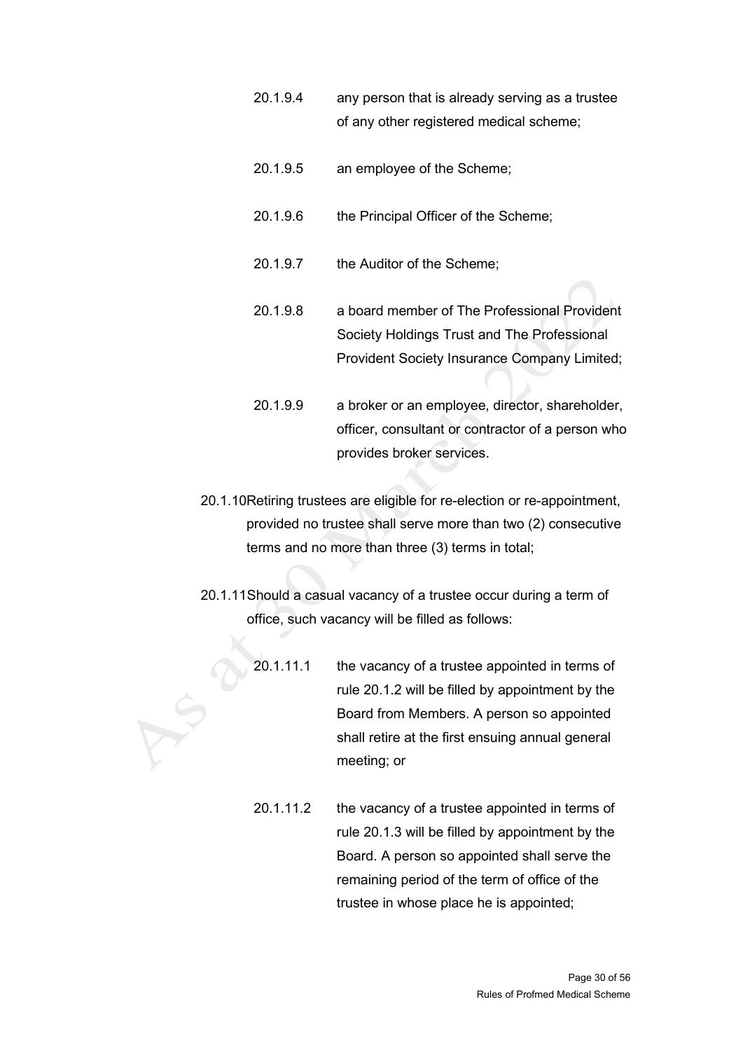20.1.9.4 any person that is already serving as a trustee of any other registered medical scheme;

20.1.9.5 an employee of the Scheme;

20.1.9.6 the Principal Officer of the Scheme;

20.1.9.7 the Auditor of the Scheme;

20.1.9.8 a board member of The Professional Provident Society Holdings Trust and The Professional Provident Society Insurance Company Limited;

20.1.9.9 a broker or an employee, director, shareholder, officer, consultant or contractor of a person who provides broker services.

20.1.10 Retiring trustees are eligible for re-election or re-appointment, provided no trustee shall serve more than two (2) consecutive terms and no more than three (3) terms in total;

20.1.11 Should a casual vacancy of a trustee occur during a term of office, such vacancy will be filled as follows:

20.1.11.1 the vacancy of a trustee appointed in terms of rule 20.1.2 will be filled by appointment by the Board from Members. A person so appointed shall retire at the first ensuing annual general meeting; or

20.1.11.2 the vacancy of a trustee appointed in terms of rule 20.1.3 will be filled by appointment by the Board. A person so appointed shall serve the remaining period of the term of office of the trustee in whose place he is appointed;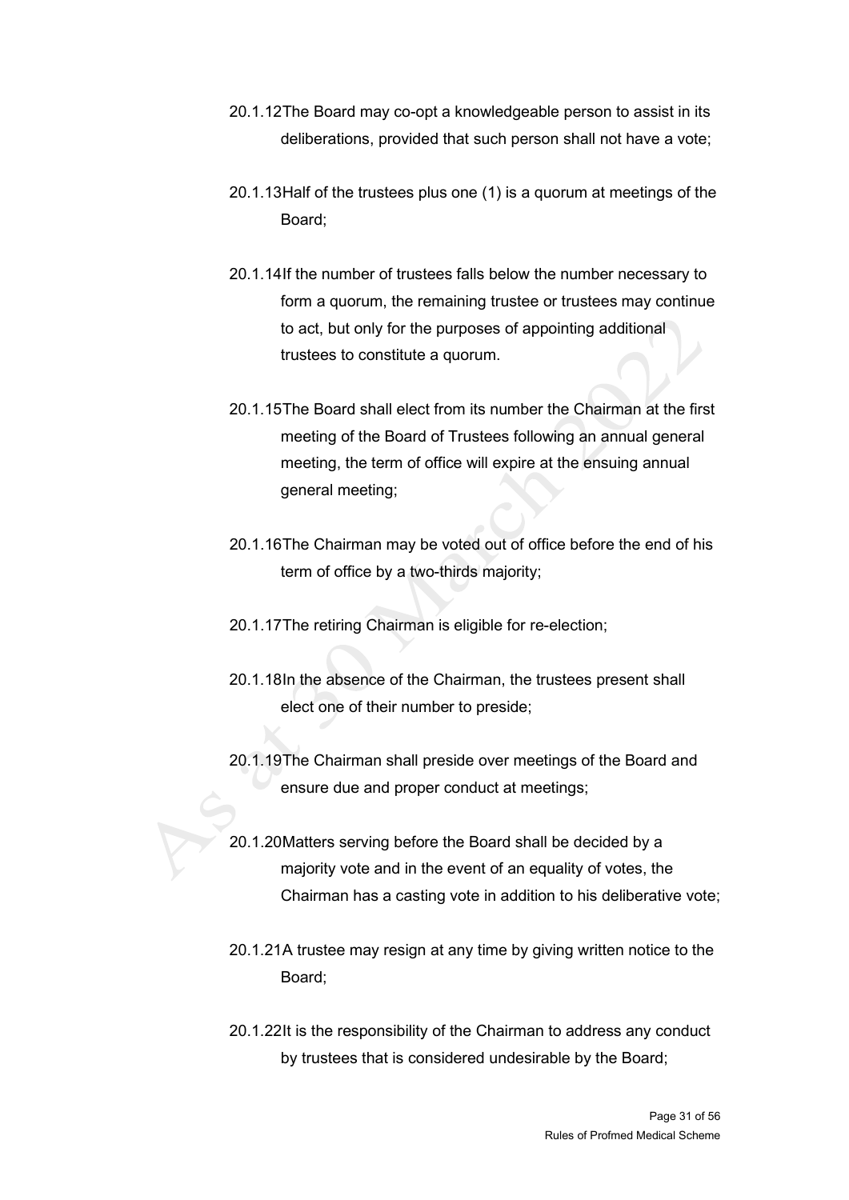20.1.12 The Board may co-opt a knowledgeable person to assist in its deliberations, provided that such person shall not have a vote;

20.1.13 Half of the trustees plus one (1) is a quorum at meetings of the Board;

20.1.14 If the number of trustees falls below the number necessary to form a quorum, the remaining trustee or trustees may continue to act, but only for the purposes of appointing additional trustees to constitute a quorum.

20.1.15 The Board shall elect from its number the Chairman at the first meeting of the Board of Trustees following an annual general meeting, the term of office will expire at the ensuing annual general meeting;

20.1.16 The Chairman may be voted out of office before the end of his term of office by a two-thirds majority;

20.1.17 The retiring Chairman is eligible for re-election;

20.1.18 In the absence of the Chairman, the trustees present shall elect one of their number to preside;

20.1.19 The Chairman shall preside over meetings of the Board and ensure due and proper conduct at meetings;

20.1.20 Matters serving before the Board shall be decided by a majority vote and in the event of an equality of votes, the Chairman has a casting vote in addition to his deliberative vote;

20.1.21 A trustee may resign at any time by giving written notice to the Board;

20.1.22 It is the responsibility of the Chairman to address any conduct by trustees that is considered undesirable by the Board;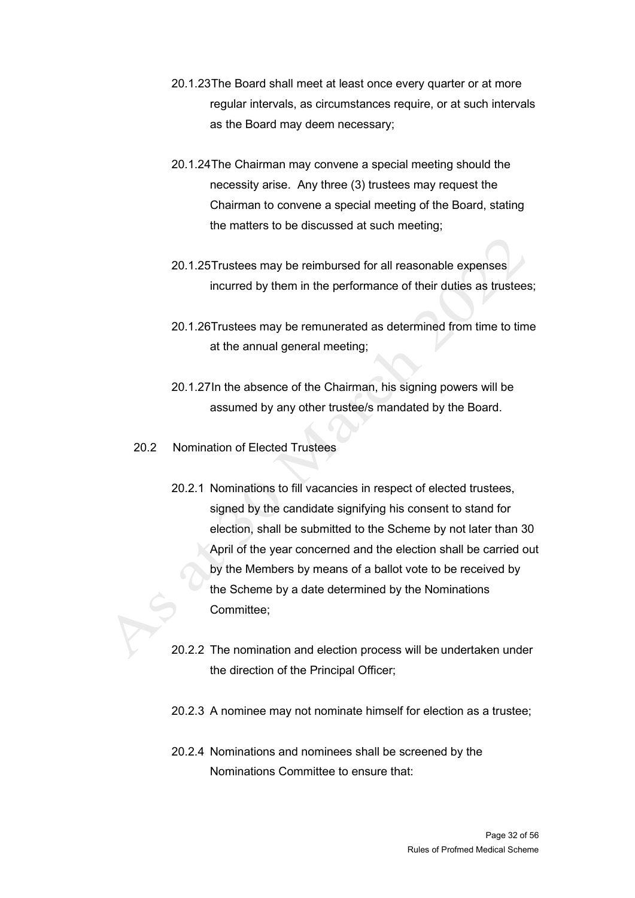20.1.23 The Board shall meet at least once every quarter or at more regular intervals, as circumstances require, or at such intervals as the Board may deem necessary;

20.1.24 The Chairman may convene a special meeting should the necessity arise. Any three (3) trustees may request the Chairman to convene a special meeting of the Board, stating the matters to be discussed at such meeting;

20.1.25 Trustees may be reimbursed for all reasonable expenses incurred by them in the performance of their duties as trustees;

20.1.26 Trustees may be remunerated as determined from time to time at the annual general meeting;

20.1.27 In the absence of the Chairman, his signing powers will be assumed by any other trustee/s mandated by the Board.

20.2 Nomination of Elected Trustees

20.2.1 Nominations to fill vacancies in respect of elected trustees, signed by the candidate signifying his consent to stand for election, shall be submitted to the Scheme by not later than 30 April of the year concerned and the election shall be carried out by the Members by means of a ballot vote to be received by the Scheme by a date determined by the Nominations Committee;

20.2.2 The nomination and election process will be undertaken under the direction of the Principal Officer;

20.2.3 A nominee may not nominate himself for election as a trustee;

20.2.4 Nominations and nominees shall be screened by the Nominations Committee to ensure that: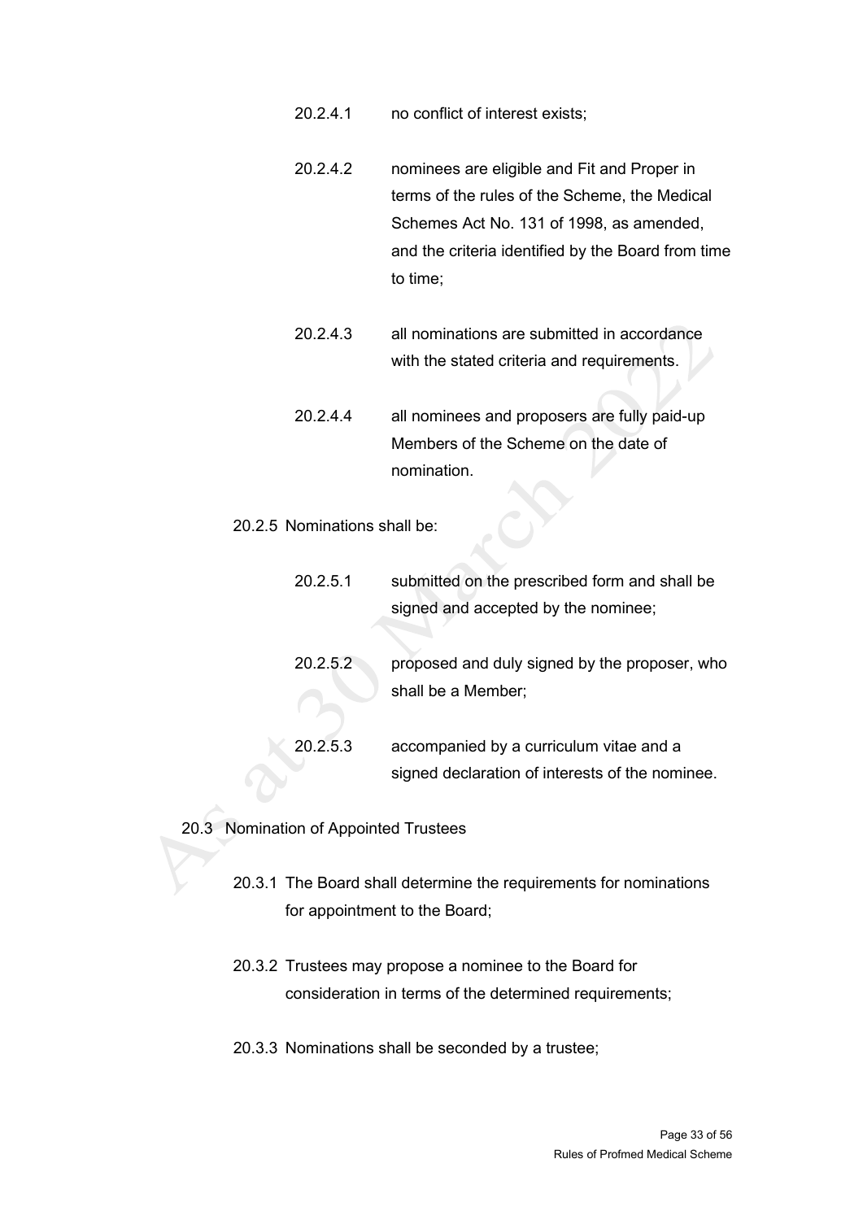20.2.4.1 no conflict of interest exists;

20.2.4.2 nominees are eligible and Fit and Proper in terms of the rules of the Scheme, the Medical Schemes Act No. 131 of 1998, as amended, and the criteria identified by the Board from time to time;

20.2.4.3 all nominations are submitted in accordance with the stated criteria and requirements.

20.2.4.4 all nominees and proposers are fully paid-up Members of the Scheme on the date of nomination.

20.2.5 Nominations shall be:

20.2.5.1 submitted on the prescribed form and shall be signed and accepted by the nominee;

20.2.5.2 proposed and duly signed by the proposer, who shall be a Member;

20.2.5.3 accompanied by a curriculum vitae and a signed declaration of interests of the nominee.

20.3 Nomination of Appointed Trustees

20.3.1 The Board shall determine the requirements for nominations for appointment to the Board;

20.3.2 Trustees may propose a nominee to the Board for consideration in terms of the determined requirements;

20.3.3 Nominations shall be seconded by a trustee;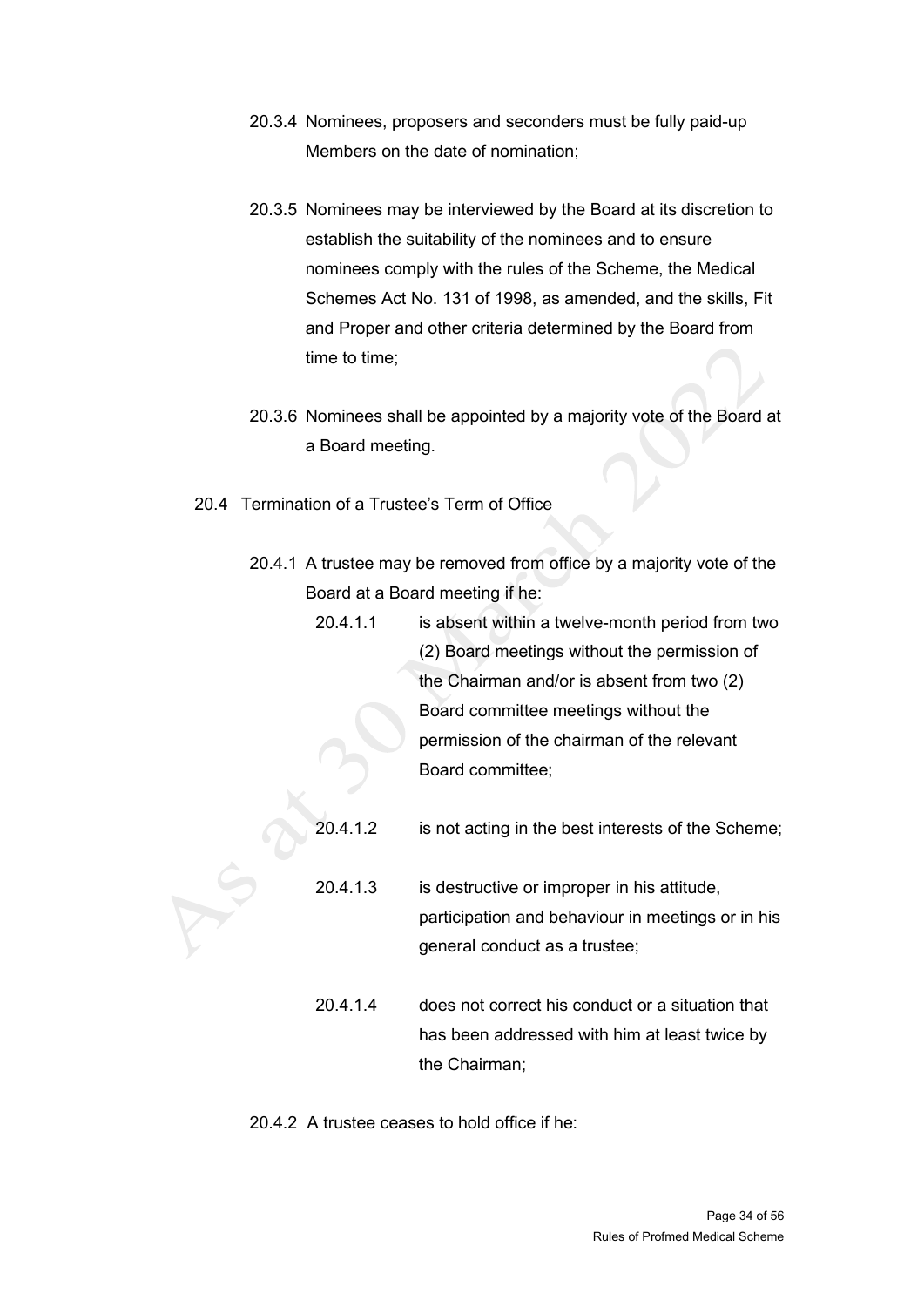20.3.4 Nominees, proposers and seconders must be fully paid-up Members on the date of nomination;

20.3.5 Nominees may be interviewed by the Board at its discretion to establish the suitability of the nominees and to ensure nominees comply with the rules of the Scheme, the Medical Schemes Act No. 131 of 1998, as amended, and the skills, Fit and Proper and other criteria determined by the Board from time to time;

20.3.6 Nominees shall be appointed by a majority vote of the Board at a Board meeting.

20.4 Termination of a Trustee's Term of Office

20.4.1 A trustee may be removed from office by a majority vote of the Board at a Board meeting if he:

20.4.1.1 is absent within a twelve-month period from two (2) Board meetings without the permission of the Chairman and/or is absent from two (2) Board committee meetings without the permission of the chairman of the relevant Board committee;

20.4.1.2 is not acting in the best interests of the Scheme;

20.4.1.3 is destructive or improper in his attitude, participation and behaviour in meetings or in his general conduct as a trustee;

20.4.1.4 does not correct his conduct or a situation that has been addressed with him at least twice by the Chairman;

20.4.2 A trustee ceases to hold office if he: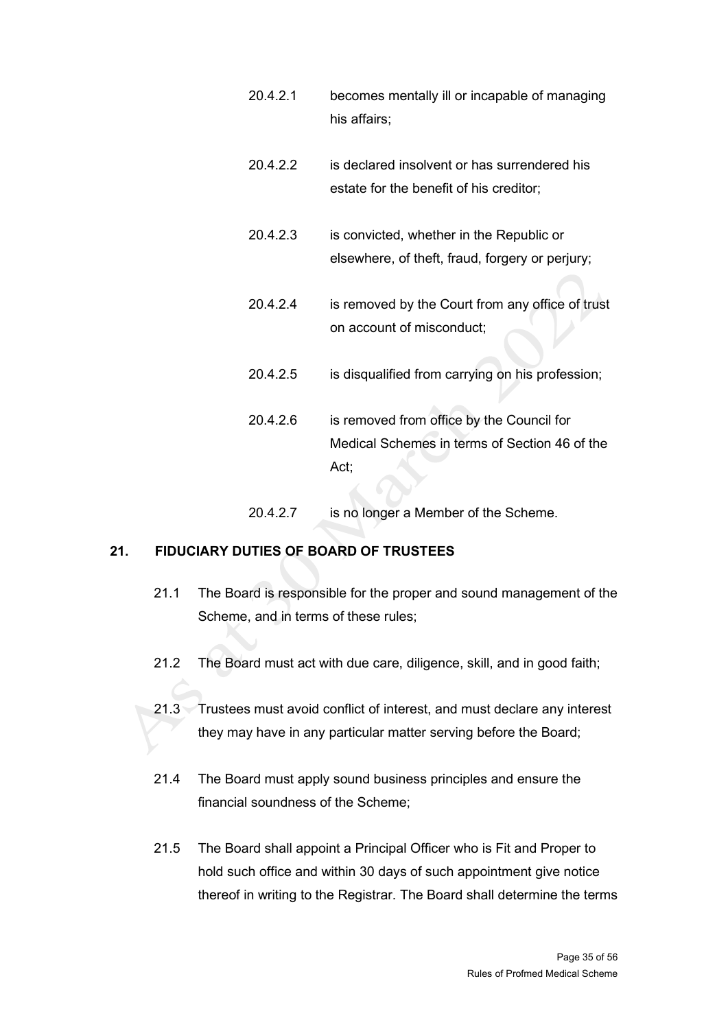20.4.2.1 becomes mentally ill or incapable of managing his affairs;

20.4.2.2 is declared insolvent or has surrendered his estate for the benefit of his creditor;

20.4.2.3 is convicted, whether in the Republic or elsewhere, of theft, fraud, forgery or perjury;

20.4.2.4 is removed by the Court from any office of trust on account of misconduct;

20.4.2.5 is disqualified from carrying on his profession;

20.4.2.6 is removed from office by the Council for Medical Schemes in terms of Section 46 of the Act;

20.4.2.7 is no longer a Member of the Scheme.

## 21. FIDUCIARY DUTIES OF BOARD OF TRUSTEES

21.1 The Board is responsible for the proper and sound management of the Scheme, and in terms of these rules;

21.2 The Board must act with due care, diligence, skill, and in good faith;

21.3 Trustees must avoid conflict of interest, and must declare any interest they may have in any particular matter serving before the Board;

21.4 The Board must apply sound business principles and ensure the financial soundness of the Scheme;

21.5 The Board shall appoint a Principal Officer who is Fit and Proper to hold such office and within 30 days of such appointment give notice thereof in writing to the Registrar. The Board shall determine the terms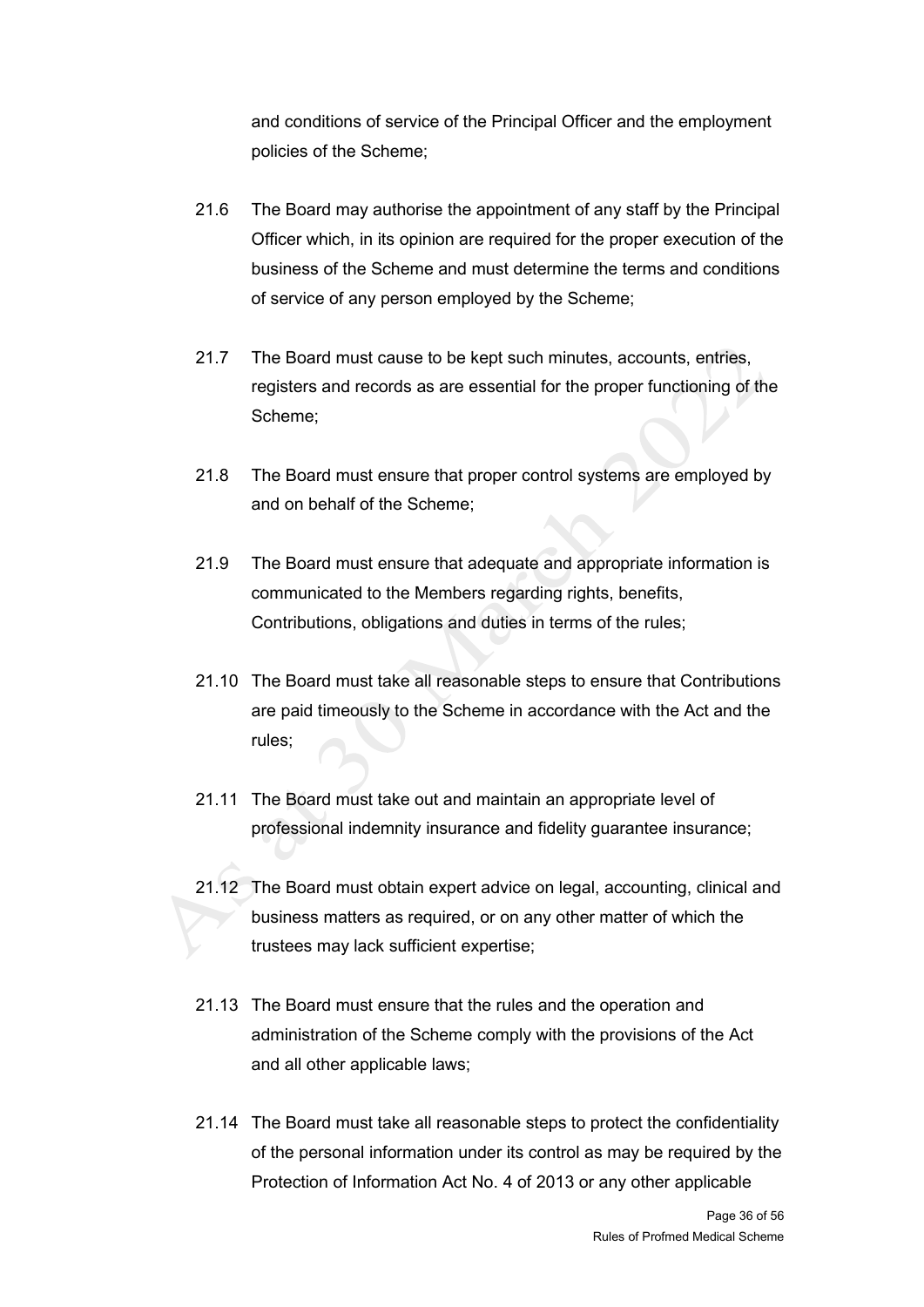and conditions of service of the Principal Officer and the employment policies of the Scheme;

21.6 The Board may authorise the appointment of any staff by the Principal Officer which, in its opinion are required for the proper execution of the business of the Scheme and must determine the terms and conditions of service of any person employed by the Scheme;

21.7 The Board must cause to be kept such minutes, accounts, entries, registers and records as are essential for the proper functioning of the Scheme;

21.8 The Board must ensure that proper control systems are employed by and on behalf of the Scheme;

21.9 The Board must ensure that adequate and appropriate information is communicated to the Members regarding rights, benefits, Contributions, obligations and duties in terms of the rules;

21.10 The Board must take all reasonable steps to ensure that Contributions are paid timeously to the Scheme in accordance with the Act and the rules;

21.11 The Board must take out and maintain an appropriate level of professional indemnity insurance and fidelity guarantee insurance;

21.12 The Board must obtain expert advice on legal, accounting, clinical and business matters as required, or on any other matter of which the trustees may lack sufficient expertise;

21.13 The Board must ensure that the rules and the operation and administration of the Scheme comply with the provisions of the Act and all other applicable laws;

21.14 The Board must take all reasonable steps to protect the confidentiality of the personal information under its control as may be required by the Protection of Information Act No. 4 of 2013 or any other applicable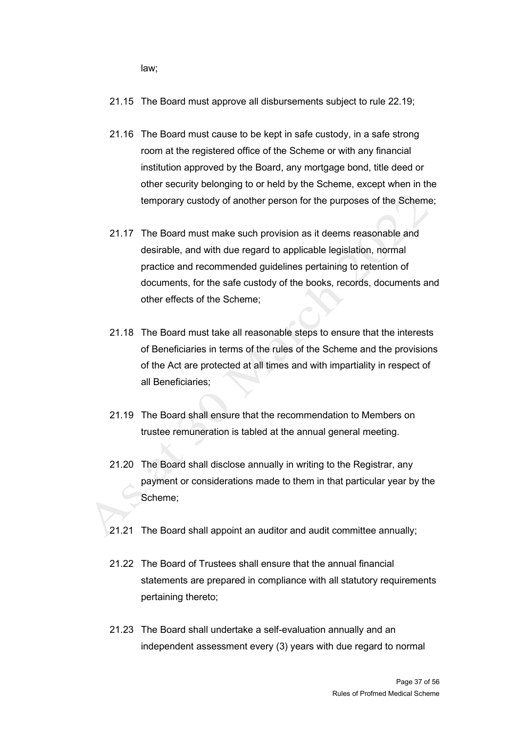law;

21.15 The Board must approve all disbursements subject to rule 22.19;

21.16 The Board must cause to be kept in safe custody, in a safe strong room at the registered office of the Scheme or with any financial institution approved by the Board, any mortgage bond, title deed or other security belonging to or held by the Scheme, except when in the temporary custody of another person for the purposes of the Scheme;

21.17 The Board must make such provision as it deems reasonable and desirable, and with due regard to applicable legislation, normal practice and recommended guidelines pertaining to retention of documents, for the safe custody of the books, records, documents and other effects of the Scheme;

21.18 The Board must take all reasonable steps to ensure that the interests of Beneficiaries in terms of the rules of the Scheme and the provisions of the Act are protected at all times and with impartiality in respect of all Beneficiaries;

21.19 The Board shall ensure that the recommendation to Members on trustee remuneration is tabled at the annual general meeting.

21.20 The Board shall disclose annually in writing to the Registrar, any payment or considerations made to them in that particular year by the Scheme;

21.21 The Board shall appoint an auditor and audit committee annually;

21.22 The Board of Trustees shall ensure that the annual financial statements are prepared in compliance with all statutory requirements pertaining thereto;

21.23 The Board shall undertake a self-evaluation annually and an independent assessment every (3) years with due regard to normal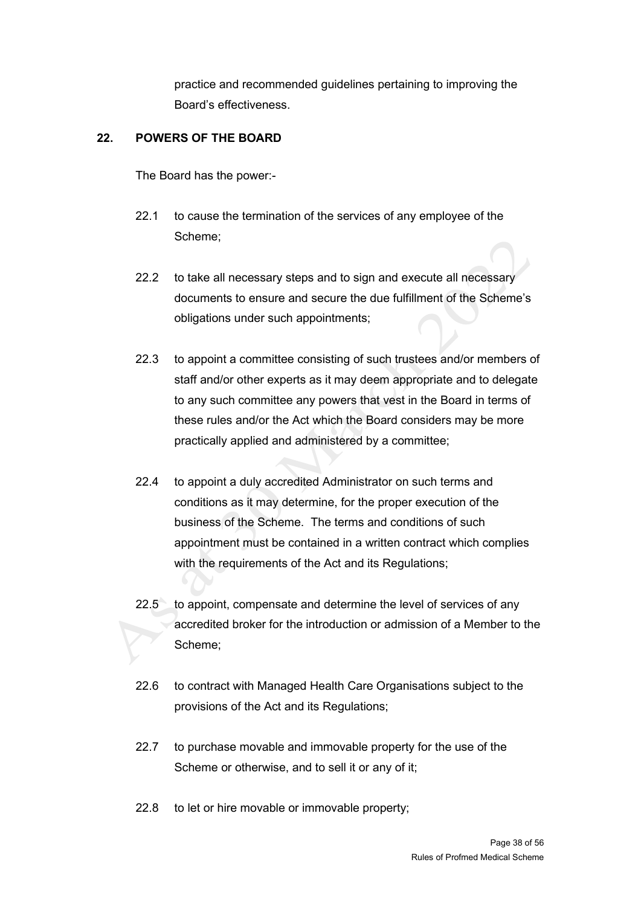practice and recommended guidelines pertaining to improving the Board's effectiveness.

## 22. POWERS OF THE BOARD

The Board has the power:-

22.1 to cause the termination of the services of any employee of the Scheme;

22.2 to take all necessary steps and to sign and execute all necessary documents to ensure and secure the due fulfillment of the Scheme's obligations under such appointments;

22.3 to appoint a committee consisting of such trustees and/or members of staff and/or other experts as it may deem appropriate and to delegate to any such committee any powers that vest in the Board in terms of these rules and/or the Act which the Board considers may be more practically applied and administered by a committee;

22.4 to appoint a duly accredited Administrator on such terms and conditions as it may determine, for the proper execution of the business of the Scheme. The terms and conditions of such appointment must be contained in a written contract which complies with the requirements of the Act and its Regulations;

22.5 to appoint, compensate and determine the level of services of any accredited broker for the introduction or admission of a Member to the Scheme;

22.6 to contract with Managed Health Care Organisations subject to the provisions of the Act and its Regulations;

22.7 to purchase movable and immovable property for the use of the Scheme or otherwise, and to sell it or any of it;

22.8 to let or hire movable or immovable property;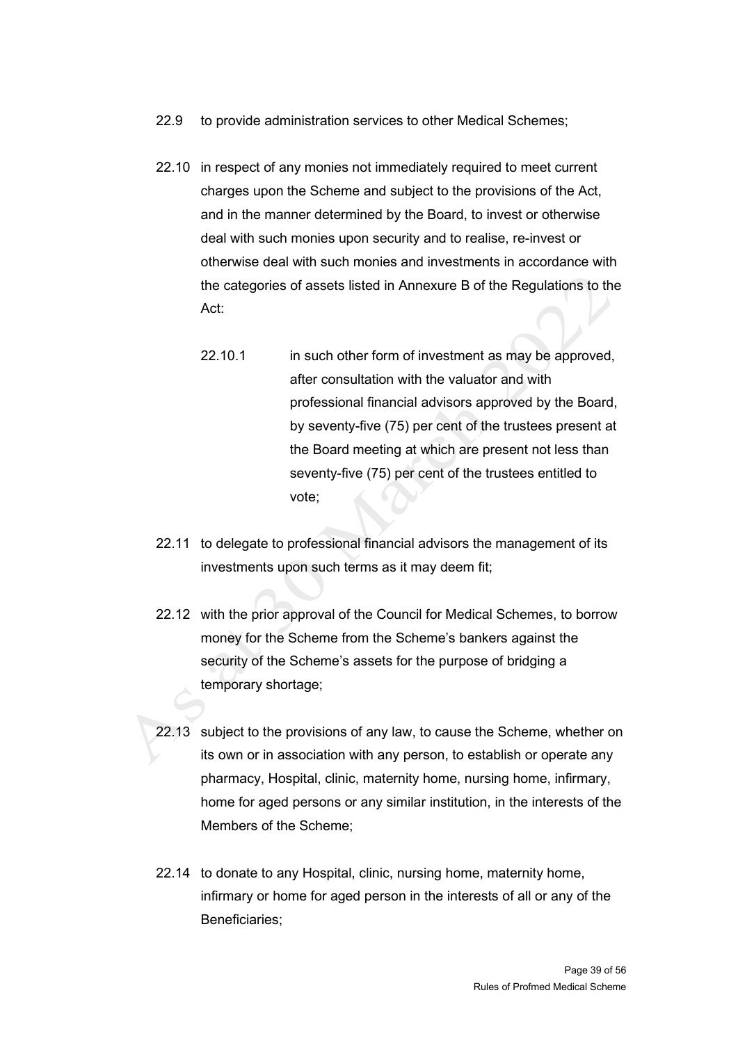22.9 to provide administration services to other Medical Schemes;

22.10 in respect of any monies not immediately required to meet current charges upon the Scheme and subject to the provisions of the Act, and in the manner determined by the Board, to invest or otherwise deal with such monies upon security and to realise, re-invest or otherwise deal with such monies and investments in accordance with the categories of assets listed in Annexure B of the Regulations to the Act:

22.10.1 in such other form of investment as may be approved, after consultation with the valuator and with professional financial advisors approved by the Board, by seventy-five (75) per cent of the trustees present at the Board meeting at which are present not less than seventy-five (75) per cent of the trustees entitled to vote;

22.11 to delegate to professional financial advisors the management of its investments upon such terms as it may deem fit;

22.12 with the prior approval of the Council for Medical Schemes, to borrow money for the Scheme from the Scheme's bankers against the security of the Scheme's assets for the purpose of bridging a temporary shortage;

22.13 subject to the provisions of any law, to cause the Scheme, whether on its own or in association with any person, to establish or operate any pharmacy, Hospital, clinic, maternity home, nursing home, infirmary, home for aged persons or any similar institution, in the interests of the Members of the Scheme;

22.14 to donate to any Hospital, clinic, nursing home, maternity home, infirmary or home for aged person in the interests of all or any of the Beneficiaries;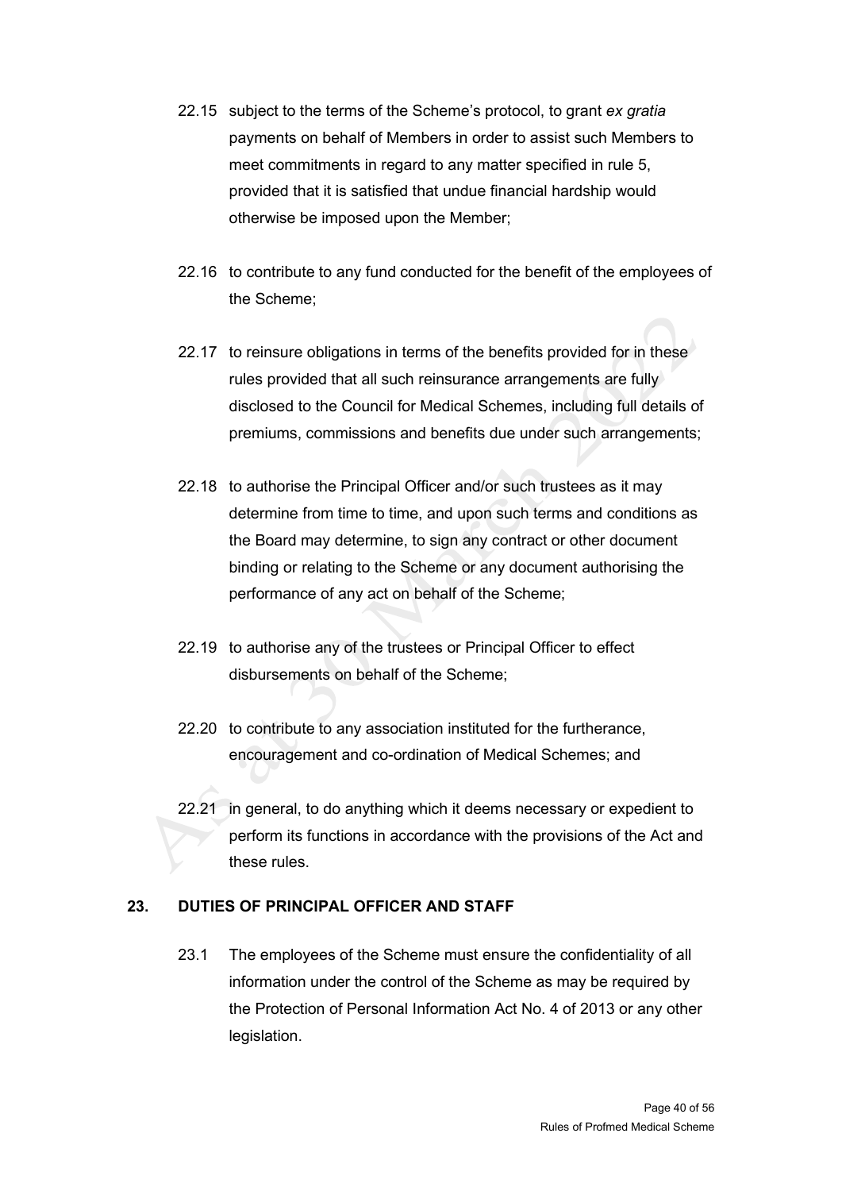22.15 subject to the terms of the Scheme's protocol, to grant *ex gratia* payments on behalf of Members in order to assist such Members to meet commitments in regard to any matter specified in rule 5, provided that it is satisfied that undue financial hardship would otherwise be imposed upon the Member;

22.16 to contribute to any fund conducted for the benefit of the employees of the Scheme;

22.17 to reinsure obligations in terms of the benefits provided for in these rules provided that all such reinsurance arrangements are fully disclosed to the Council for Medical Schemes, including full details of premiums, commissions and benefits due under such arrangements;

22.18 to authorise the Principal Officer and/or such trustees as it may determine from time to time, and upon such terms and conditions as the Board may determine, to sign any contract or other document binding or relating to the Scheme or any document authorising the performance of any act on behalf of the Scheme;

22.19 to authorise any of the trustees or Principal Officer to effect disbursements on behalf of the Scheme;

22.20 to contribute to any association instituted for the furtherance, encouragement and co-ordination of Medical Schemes; and

22.21 in general, to do anything which it deems necessary or expedient to perform its functions in accordance with the provisions of the Act and these rules.

## 23. DUTIES OF PRINCIPAL OFFICER AND STAFF

23.1 The employees of the Scheme must ensure the confidentiality of all information under the control of the Scheme as may be required by the Protection of Personal Information Act No. 4 of 2013 or any other legislation.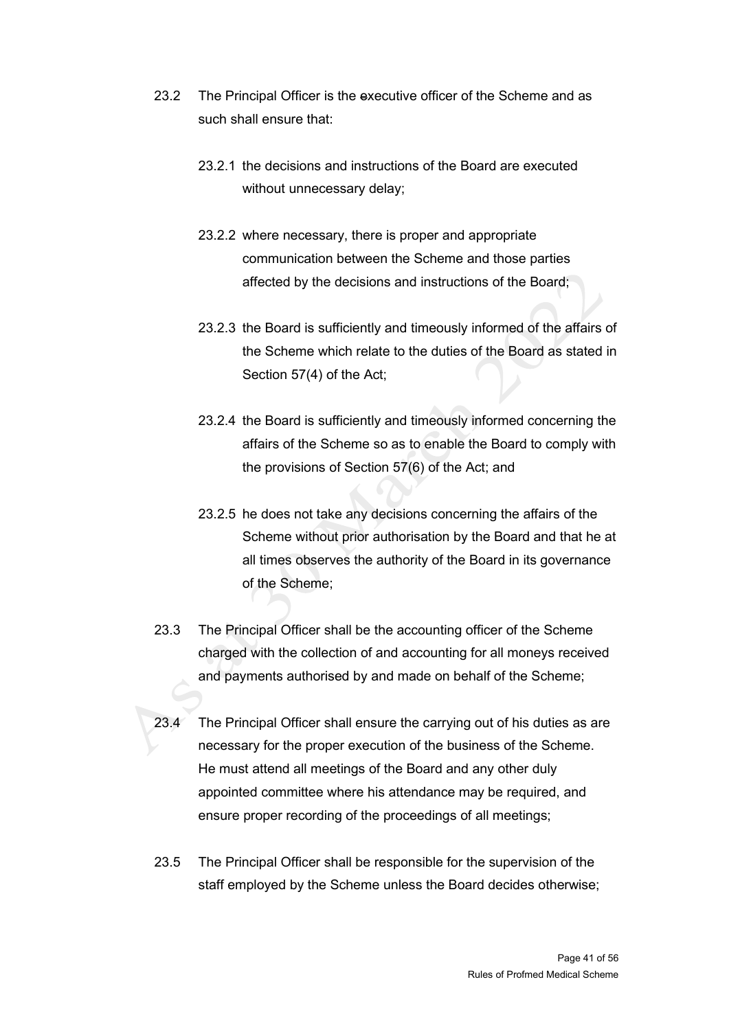23.2 The Principal Officer is the executive officer of the Scheme and as such shall ensure that:

23.2.1 the decisions and instructions of the Board are executed without unnecessary delay;

23.2.2 where necessary, there is proper and appropriate communication between the Scheme and those parties affected by the decisions and instructions of the Board;

23.2.3 the Board is sufficiently and timeously informed of the affairs of the Scheme which relate to the duties of the Board as stated in Section 57(4) of the Act;

23.2.4 the Board is sufficiently and timeously informed concerning the affairs of the Scheme so as to enable the Board to comply with the provisions of Section 57(6) of the Act; and

23.2.5 he does not take any decisions concerning the affairs of the Scheme without prior authorisation by the Board and that he at all times observes the authority of the Board in its governance of the Scheme;

23.3 The Principal Officer shall be the accounting officer of the Scheme charged with the collection of and accounting for all moneys received and payments authorised by and made on behalf of the Scheme;

23.4 The Principal Officer shall ensure the carrying out of his duties as are necessary for the proper execution of the business of the Scheme. He must attend all meetings of the Board and any other duly appointed committee where his attendance may be required, and ensure proper recording of the proceedings of all meetings;

23.5 The Principal Officer shall be responsible for the supervision of the staff employed by the Scheme unless the Board decides otherwise;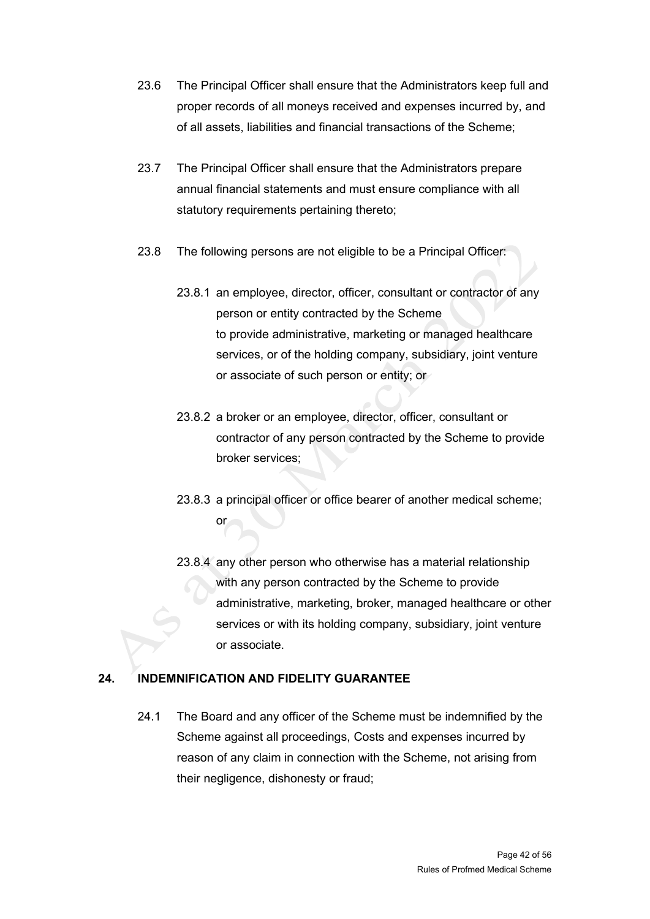23.6 The Principal Officer shall ensure that the Administrators keep full and proper records of all moneys received and expenses incurred by, and of all assets, liabilities and financial transactions of the Scheme;

23.7 The Principal Officer shall ensure that the Administrators prepare annual financial statements and must ensure compliance with all statutory requirements pertaining thereto;

23.8 The following persons are not eligible to be a Principal Officer:

23.8.1 an employee, director, officer, consultant or contractor of any person or entity contracted by the Scheme to provide administrative, marketing or managed healthcare services, or of the holding company, subsidiary, joint venture or associate of such person or entity; or

23.8.2 a broker or an employee, director, officer, consultant or contractor of any person contracted by the Scheme to provide broker services;

23.8.3 a principal officer or office bearer of another medical scheme; or

23.8.4 any other person who otherwise has a material relationship with any person contracted by the Scheme to provide administrative, marketing, broker, managed healthcare or other services or with its holding company, subsidiary, joint venture or associate.

## 24. INDEMNIFICATION AND FIDELITY GUARANTEE

24.1 The Board and any officer of the Scheme must be indemnified by the Scheme against all proceedings, Costs and expenses incurred by reason of any claim in connection with the Scheme, not arising from their negligence, dishonesty or fraud;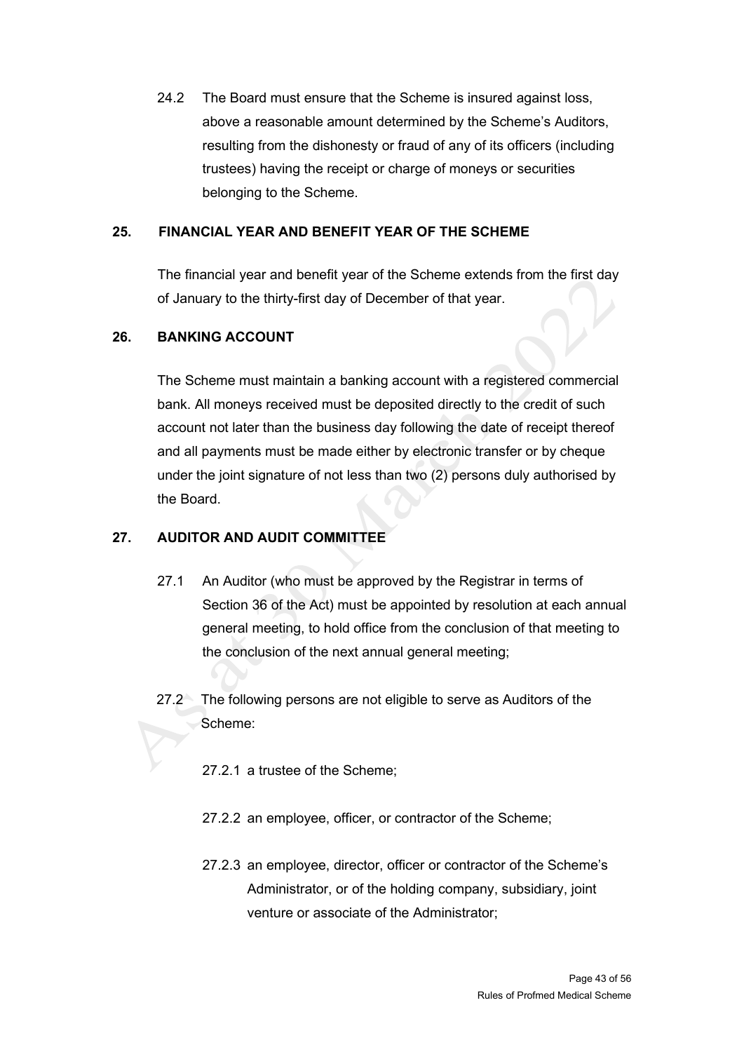24.2 The Board must ensure that the Scheme is insured against loss, above a reasonable amount determined by the Scheme's Auditors, resulting from the dishonesty or fraud of any of its officers (including trustees) having the receipt or charge of moneys or securities belonging to the Scheme.

## 25. FINANCIAL YEAR AND BENEFIT YEAR OF THE SCHEME

The financial year and benefit year of the Scheme extends from the first day of January to the thirty-first day of December of that year.

## 26. BANKING ACCOUNT

The Scheme must maintain a banking account with a registered commercial bank. All moneys received must be deposited directly to the credit of such account not later than the business day following the date of receipt thereof and all payments must be made either by electronic transfer or by cheque under the joint signature of not less than two (2) persons duly authorised by the Board.

## 27. AUDITOR AND AUDIT COMMITTEE

27.1 An Auditor (who must be approved by the Registrar in terms of Section 36 of the Act) must be appointed by resolution at each annual general meeting, to hold office from the conclusion of that meeting to the conclusion of the next annual general meeting;

27.2 The following persons are not eligible to serve as Auditors of the Scheme:

27.2.1 a trustee of the Scheme;

27.2.2 an employee, officer, or contractor of the Scheme;

27.2.3 an employee, director, officer or contractor of the Scheme's Administrator, or of the holding company, subsidiary, joint venture or associate of the Administrator;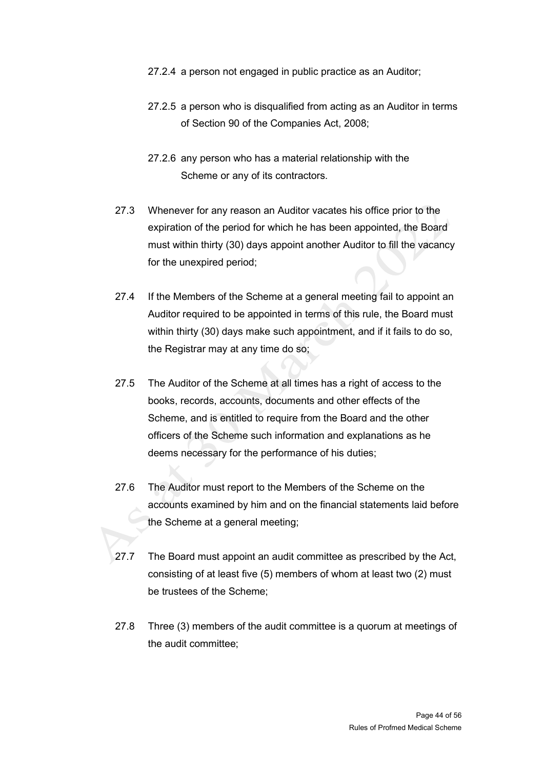27.2.4 a person not engaged in public practice as an Auditor;

27.2.5 a person who is disqualified from acting as an Auditor in terms of Section 90 of the Companies Act, 2008;

27.2.6 any person who has a material relationship with the Scheme or any of its contractors.

27.3 Whenever for any reason an Auditor vacates his office prior to the expiration of the period for which he has been appointed, the Board must within thirty (30) days appoint another Auditor to fill the vacancy for the unexpired period;

27.4 If the Members of the Scheme at a general meeting fail to appoint an Auditor required to be appointed in terms of this rule, the Board must within thirty (30) days make such appointment, and if it fails to do so, the Registrar may at any time do so;

27.5 The Auditor of the Scheme at all times has a right of access to the books, records, accounts, documents and other effects of the Scheme, and is entitled to require from the Board and the other officers of the Scheme such information and explanations as he deems necessary for the performance of his duties;

27.6 The Auditor must report to the Members of the Scheme on the accounts examined by him and on the financial statements laid before the Scheme at a general meeting;

27.7 The Board must appoint an audit committee as prescribed by the Act, consisting of at least five (5) members of whom at least two (2) must be trustees of the Scheme;

27.8 Three (3) members of the audit committee is a quorum at meetings of the audit committee;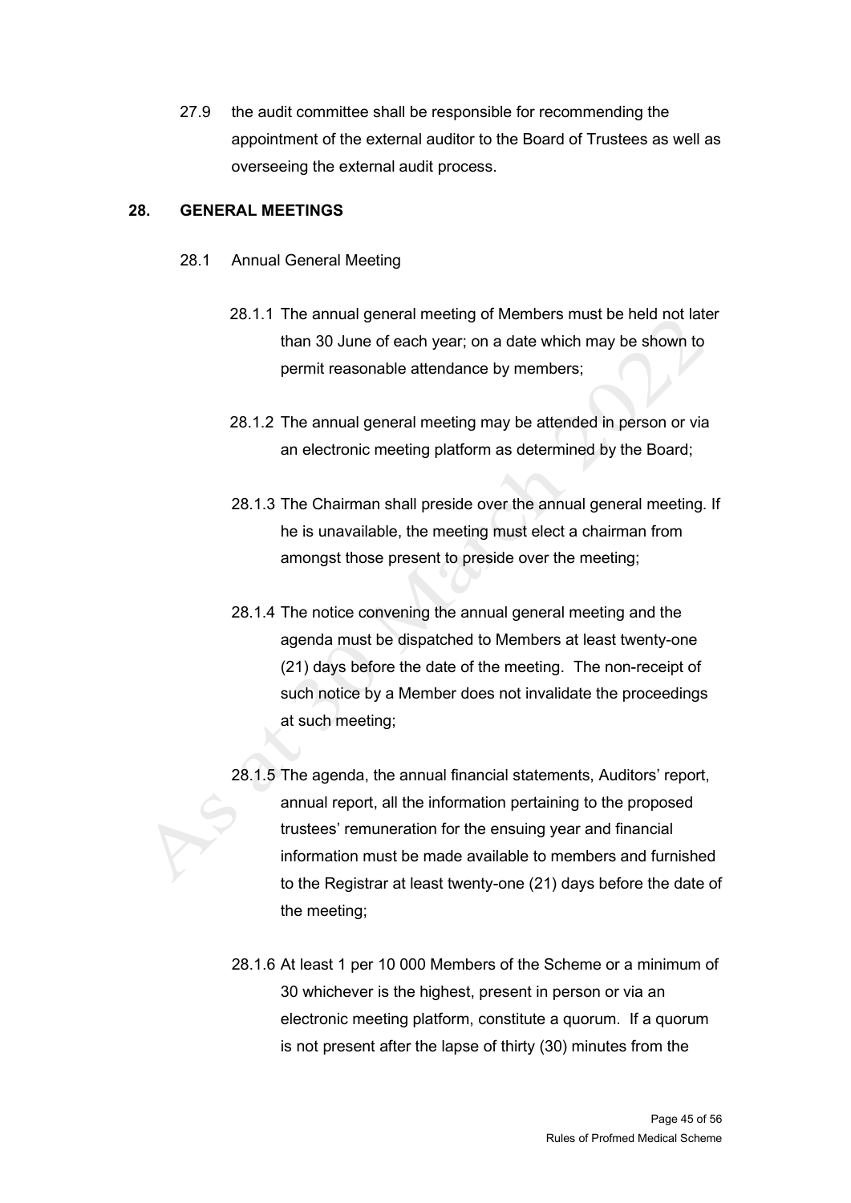27.9 the audit committee shall be responsible for recommending the appointment of the external auditor to the Board of Trustees as well as overseeing the external audit process.

## 28. GENERAL MEETINGS

28.1 Annual General Meeting

28.1.1 The annual general meeting of Members must be held not later than 30 June of each year; on a date which may be shown to permit reasonable attendance by members;

28.1.2 The annual general meeting may be attended in person or via an electronic meeting platform as determined by the Board;

28.1.3 The Chairman shall preside over the annual general meeting. If he is unavailable, the meeting must elect a chairman from amongst those present to preside over the meeting;

28.1.4 The notice convening the annual general meeting and the agenda must be dispatched to Members at least twenty-one (21) days before the date of the meeting. The non-receipt of such notice by a Member does not invalidate the proceedings at such meeting;

28.1.5 The agenda, the annual financial statements, Auditors' report, annual report, all the information pertaining to the proposed trustees' remuneration for the ensuing year and financial information must be made available to members and furnished to the Registrar at least twenty-one (21) days before the date of the meeting;

28.1.6 At least 1 per 10 000 Members of the Scheme or a minimum of 30 whichever is the highest, present in person or via an electronic meeting platform, constitute a quorum. If a quorum is not present after the lapse of thirty (30) minutes from the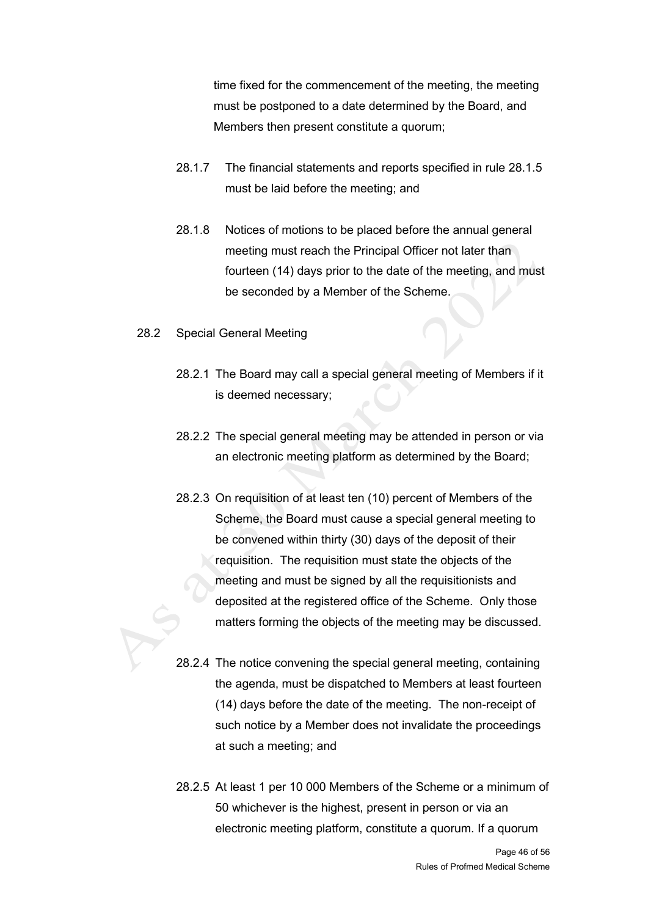time fixed for the commencement of the meeting, the meeting must be postponed to a date determined by the Board, and Members then present constitute a quorum;

28.1.7 The financial statements and reports specified in rule 28.1.5 must be laid before the meeting; and

28.1.8 Notices of motions to be placed before the annual general meeting must reach the Principal Officer not later than fourteen (14) days prior to the date of the meeting, and must be seconded by a Member of the Scheme.

28.2 Special General Meeting

28.2.1 The Board may call a special general meeting of Members if it is deemed necessary;

28.2.2 The special general meeting may be attended in person or via an electronic meeting platform as determined by the Board;

28.2.3 On requisition of at least ten (10) percent of Members of the Scheme, the Board must cause a special general meeting to be convened within thirty (30) days of the deposit of their requisition. The requisition must state the objects of the meeting and must be signed by all the requisitionists and deposited at the registered office of the Scheme. Only those matters forming the objects of the meeting may be discussed.

28.2.4 The notice convening the special general meeting, containing the agenda, must be dispatched to Members at least fourteen (14) days before the date of the meeting. The non-receipt of such notice by a Member does not invalidate the proceedings at such a meeting; and

28.2.5 At least 1 per 10 000 Members of the Scheme or a minimum of 50 whichever is the highest, present in person or via an electronic meeting platform, constitute a quorum. If a quorum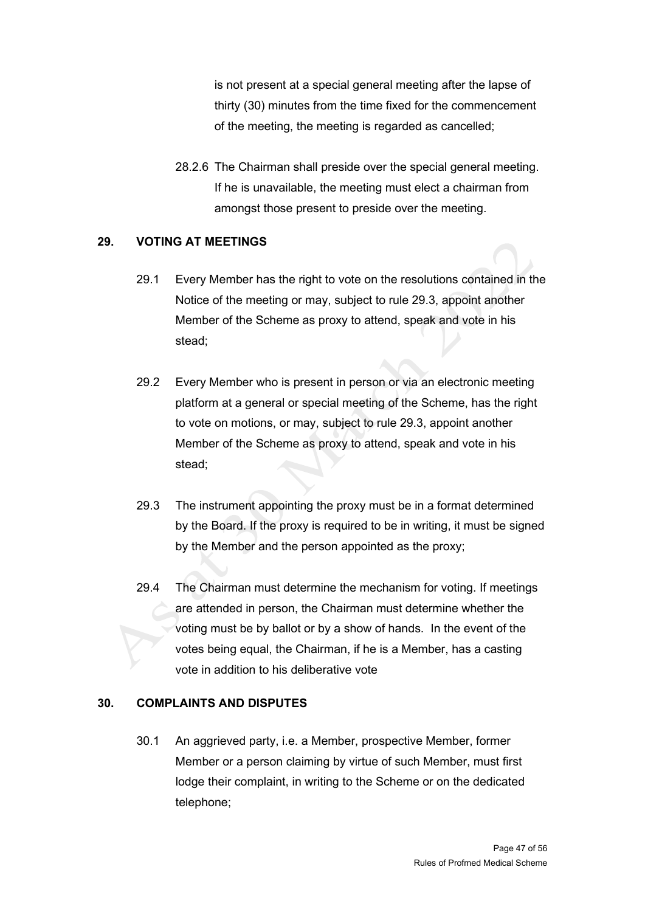is not present at a special general meeting after the lapse of thirty (30) minutes from the time fixed for the commencement of the meeting, the meeting is regarded as cancelled;

28.2.6 The Chairman shall preside over the special general meeting. If he is unavailable, the meeting must elect a chairman from amongst those present to preside over the meeting.

## 29. VOTING AT MEETINGS

29.1 Every Member has the right to vote on the resolutions contained in the Notice of the meeting or may, subject to rule 29.3, appoint another Member of the Scheme as proxy to attend, speak and vote in his stead;

29.2 Every Member who is present in person or via an electronic meeting platform at a general or special meeting of the Scheme, has the right to vote on motions, or may, subject to rule 29.3, appoint another Member of the Scheme as proxy to attend, speak and vote in his stead;

29.3 The instrument appointing the proxy must be in a format determined by the Board. If the proxy is required to be in writing, it must be signed by the Member and the person appointed as the proxy;

29.4 The Chairman must determine the mechanism for voting. If meetings are attended in person, the Chairman must determine whether the voting must be by ballot or by a show of hands. In the event of the votes being equal, the Chairman, if he is a Member, has a casting vote in addition to his deliberative vote

## 30. COMPLAINTS AND DISPUTES

30.1 An aggrieved party, i.e. a Member, prospective Member, former Member or a person claiming by virtue of such Member, must first lodge their complaint, in writing to the Scheme or on the dedicated telephone;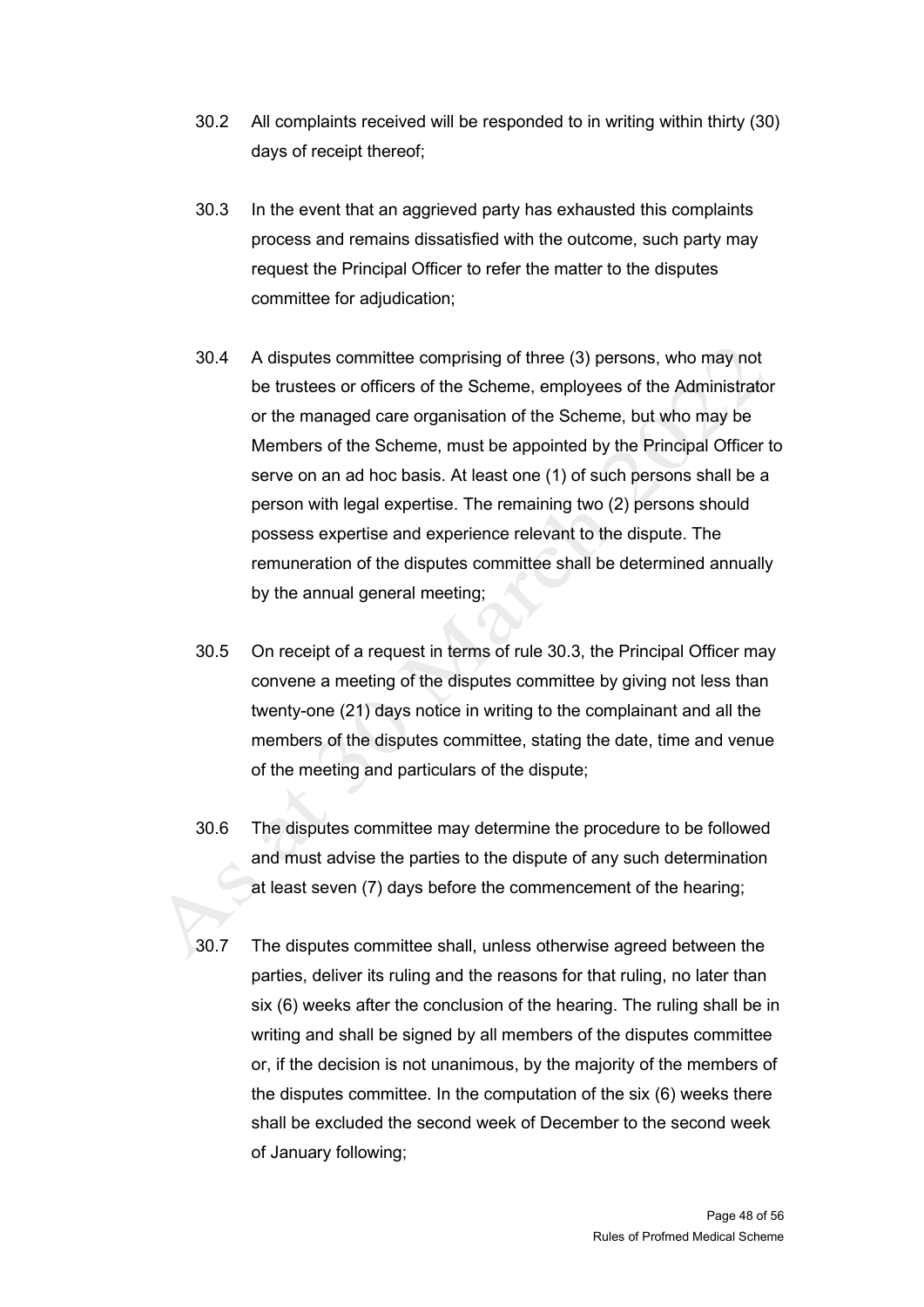30.2 All complaints received will be responded to in writing within thirty (30) days of receipt thereof;

30.3 In the event that an aggrieved party has exhausted this complaints process and remains dissatisfied with the outcome, such party may request the Principal Officer to refer the matter to the disputes committee for adjudication;

30.4 A disputes committee comprising of three (3) persons, who may not be trustees or officers of the Scheme, employees of the Administrator or the managed care organisation of the Scheme, but who may be Members of the Scheme, must be appointed by the Principal Officer to serve on an ad hoc basis. At least one (1) of such persons shall be a person with legal expertise. The remaining two (2) persons should possess expertise and experience relevant to the dispute. The remuneration of the disputes committee shall be determined annually by the annual general meeting;

30.5 On receipt of a request in terms of rule 30.3, the Principal Officer may convene a meeting of the disputes committee by giving not less than twenty-one (21) days notice in writing to the complainant and all the members of the disputes committee, stating the date, time and venue of the meeting and particulars of the dispute;

30.6 The disputes committee may determine the procedure to be followed and must advise the parties to the dispute of any such determination at least seven (7) days before the commencement of the hearing;

30.7 The disputes committee shall, unless otherwise agreed between the parties, deliver its ruling and the reasons for that ruling, no later than six (6) weeks after the conclusion of the hearing. The ruling shall be in writing and shall be signed by all members of the disputes committee or, if the decision is not unanimous, by the majority of the members of the disputes committee. In the computation of the six (6) weeks there shall be excluded the second week of December to the second week of January following;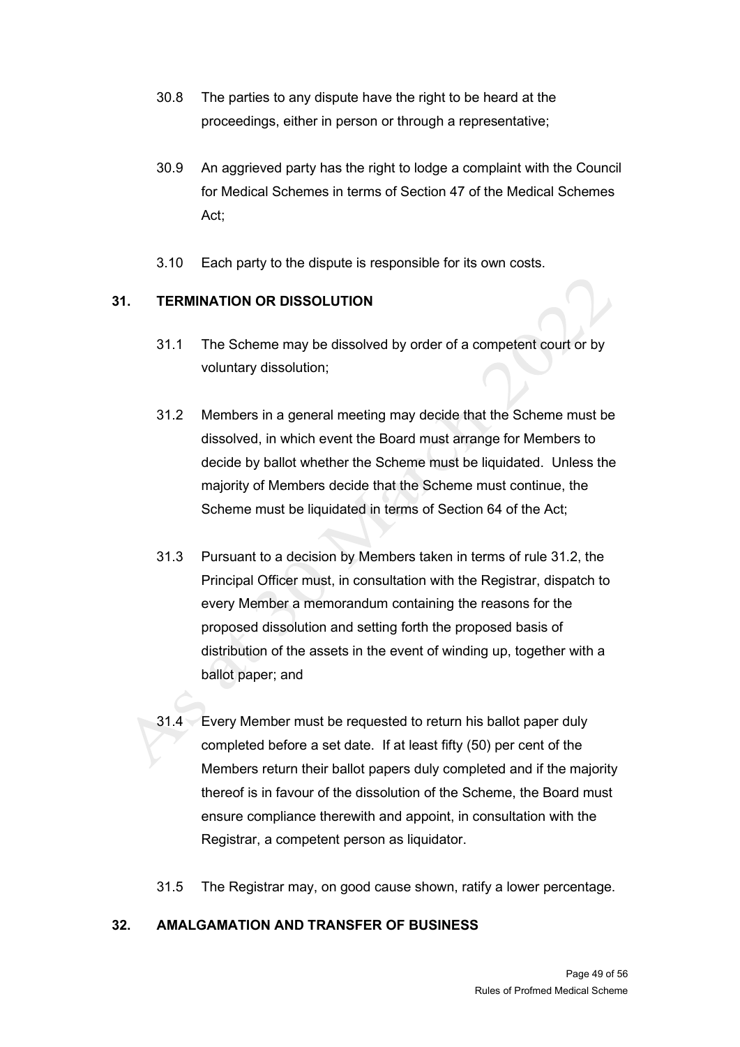30.8 The parties to any dispute have the right to be heard at the proceedings, either in person or through a representative;

30.9 An aggrieved party has the right to lodge a complaint with the Council for Medical Schemes in terms of Section 47 of the Medical Schemes Act;

3.10 Each party to the dispute is responsible for its own costs.

## 31. TERMINATION OR DISSOLUTION

31.1 The Scheme may be dissolved by order of a competent court or by voluntary dissolution;

31.2 Members in a general meeting may decide that the Scheme must be dissolved, in which event the Board must arrange for Members to decide by ballot whether the Scheme must be liquidated. Unless the majority of Members decide that the Scheme must continue, the Scheme must be liquidated in terms of Section 64 of the Act;

31.3 Pursuant to a decision by Members taken in terms of rule 31.2, the Principal Officer must, in consultation with the Registrar, dispatch to every Member a memorandum containing the reasons for the proposed dissolution and setting forth the proposed basis of distribution of the assets in the event of winding up, together with a ballot paper; and

31.4 Every Member must be requested to return his ballot paper duly completed before a set date. If at least fifty (50) per cent of the Members return their ballot papers duly completed and if the majority thereof is in favour of the dissolution of the Scheme, the Board must ensure compliance therewith and appoint, in consultation with the Registrar, a competent person as liquidator.

31.5 The Registrar may, on good cause shown, ratify a lower percentage.

## 32. AMALGAMATION AND TRANSFER OF BUSINESS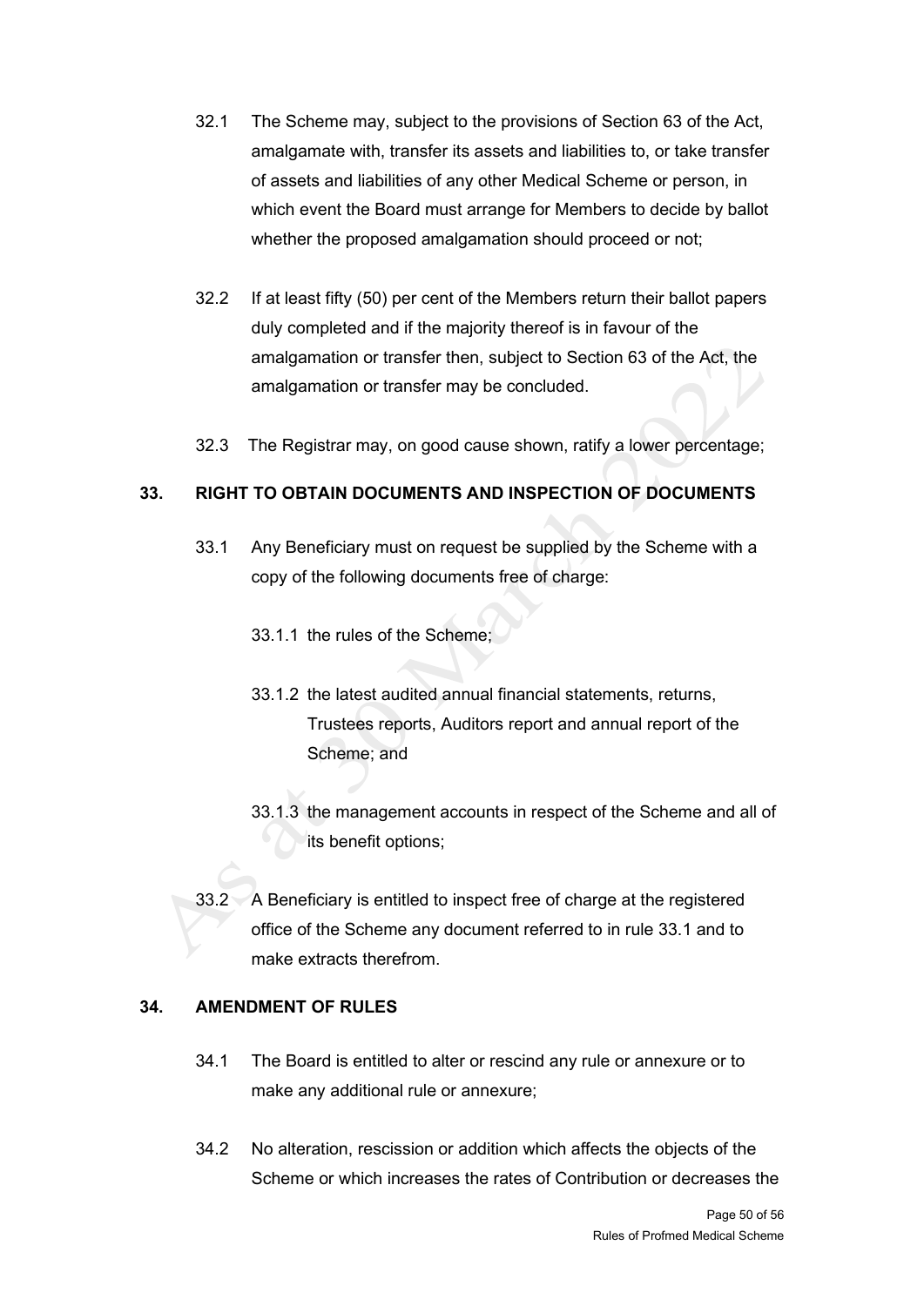32.1 The Scheme may, subject to the provisions of Section 63 of the Act, amalgamate with, transfer its assets and liabilities to, or take transfer of assets and liabilities of any other Medical Scheme or person, in which event the Board must arrange for Members to decide by ballot whether the proposed amalgamation should proceed or not;

32.2 If at least fifty (50) per cent of the Members return their ballot papers duly completed and if the majority thereof is in favour of the amalgamation or transfer then, subject to Section 63 of the Act, the amalgamation or transfer may be concluded.

32.3 The Registrar may, on good cause shown, ratify a lower percentage;

## 33. RIGHT TO OBTAIN DOCUMENTS AND INSPECTION OF DOCUMENTS

33.1 Any Beneficiary must on request be supplied by the Scheme with a copy of the following documents free of charge:

33.1.1 the rules of the Scheme;

33.1.2 the latest audited annual financial statements, returns, Trustees reports, Auditors report and annual report of the Scheme; and

33.1.3 the management accounts in respect of the Scheme and all of its benefit options;

33.2 A Beneficiary is entitled to inspect free of charge at the registered office of the Scheme any document referred to in rule 33.1 and to make extracts therefrom.

## 34. AMENDMENT OF RULES

34.1 The Board is entitled to alter or rescind any rule or annexure or to make any additional rule or annexure;

34.2 No alteration, rescission or addition which affects the objects of the Scheme or which increases the rates of Contribution or decreases the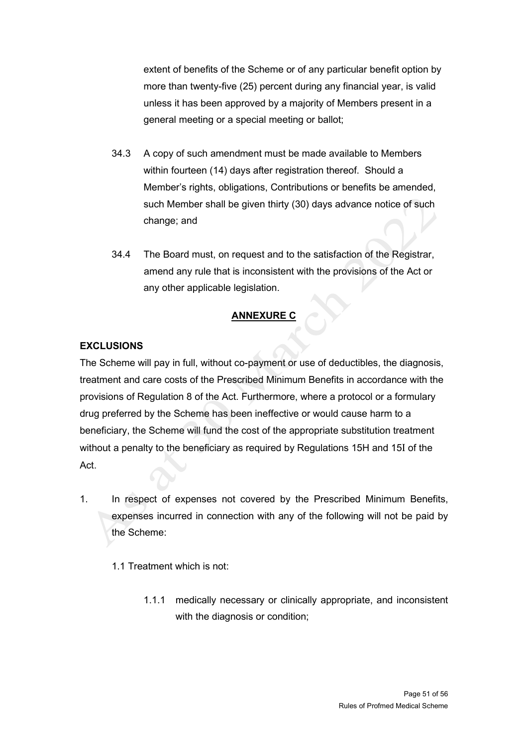extent of benefits of the Scheme or of any particular benefit option by more than twenty-five (25) percent during any financial year, is valid unless it has been approved by a majority of Members present in a general meeting or a special meeting or ballot;

34.3 A copy of such amendment must be made available to Members within fourteen (14) days after registration thereof. Should a Member's rights, obligations, Contributions or benefits be amended, such Member shall be given thirty (30) days advance notice of such change; and

34.4 The Board must, on request and to the satisfaction of the Registrar, amend any rule that is inconsistent with the provisions of the Act or any other applicable legislation.

## ANNEXURE C

**EXCLUSIONS**

The Scheme will pay in full, without co-payment or use of deductibles, the diagnosis, treatment and care costs of the Prescribed Minimum Benefits in accordance with the provisions of Regulation 8 of the Act. Furthermore, where a protocol or a formulary drug preferred by the Scheme has been ineffective or would cause harm to a beneficiary, the Scheme will fund the cost of the appropriate substitution treatment without a penalty to the beneficiary as required by Regulations 15H and 15I of the Act.

1. In respect of expenses not covered by the Prescribed Minimum Benefits, expenses incurred in connection with any of the following will not be paid by the Scheme:

   1.1 Treatment which is not:

      1.1.1 medically necessary or clinically appropriate, and inconsistent with the diagnosis or condition;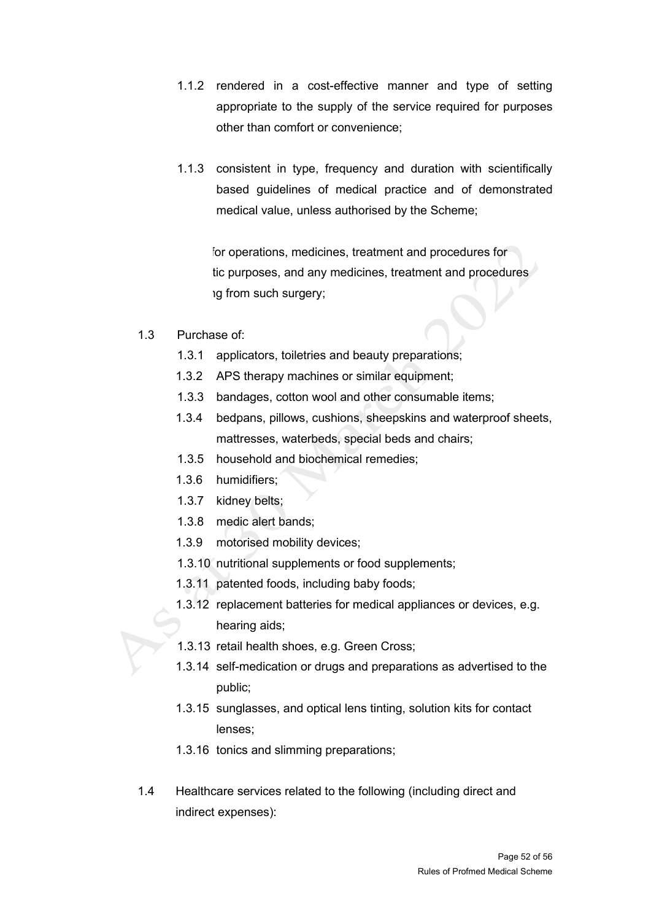1.1.2 rendered in a cost-effective manner and type of setting appropriate to the supply of the service required for purposes other than comfort or convenience;

1.1.3 consistent in type, frequency and duration with scientifically based guidelines of medical practice and of demonstrated medical value, unless authorised by the Scheme;

for operations, medicines, treatment and procedures for tic purposes, and any medicines, treatment and procedures ng from such surgery;

1.3 Purchase of:

- 1.3.1 applicators, toiletries and beauty preparations;
- 1.3.2 APS therapy machines or similar equipment;
- 1.3.3 bandages, cotton wool and other consumable items;
- 1.3.4 bedpans, pillows, cushions, sheepskins and waterproof sheets, mattresses, waterbeds, special beds and chairs;
- 1.3.5 household and biochemical remedies;
- 1.3.6 humidifiers;
- 1.3.7 kidney belts;
- 1.3.8 medic alert bands;
- 1.3.9 motorised mobility devices;
- 1.3.10 nutritional supplements or food supplements;
- 1.3.11 patented foods, including baby foods;
- 1.3.12 replacement batteries for medical appliances or devices, e.g. hearing aids;
- 1.3.13 retail health shoes, e.g. Green Cross;
- 1.3.14 self-medication or drugs and preparations as advertised to the public;
- 1.3.15 sunglasses, and optical lens tinting, solution kits for contact lenses;
- 1.3.16 tonics and slimming preparations;

1.4 Healthcare services related to the following (including direct and indirect expenses):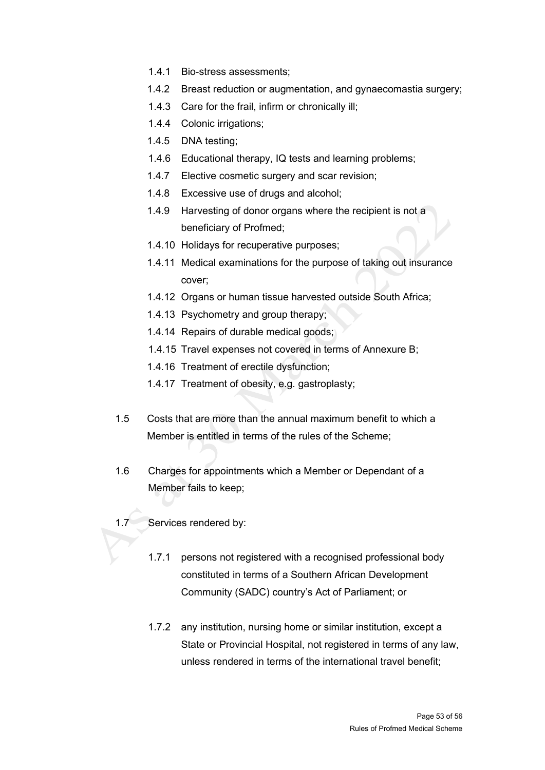1.4.1 Bio-stress assessments;

1.4.2 Breast reduction or augmentation, and gynaecomastia surgery;

1.4.3 Care for the frail, infirm or chronically ill;

1.4.4 Colonic irrigations;

1.4.5 DNA testing;

1.4.6 Educational therapy, IQ tests and learning problems;

1.4.7 Elective cosmetic surgery and scar revision;

1.4.8 Excessive use of drugs and alcohol;

1.4.9 Harvesting of donor organs where the recipient is not a beneficiary of Profmed;

1.4.10 Holidays for recuperative purposes;

1.4.11 Medical examinations for the purpose of taking out insurance cover;

1.4.12 Organs or human tissue harvested outside South Africa;

1.4.13 Psychometry and group therapy;

1.4.14 Repairs of durable medical goods;

1.4.15 Travel expenses not covered in terms of Annexure B;

1.4.16 Treatment of erectile dysfunction;

1.4.17 Treatment of obesity, e.g. gastroplasty;

1.5 Costs that are more than the annual maximum benefit to which a Member is entitled in terms of the rules of the Scheme;

1.6 Charges for appointments which a Member or Dependant of a Member fails to keep;

1.7 Services rendered by:

1.7.1 persons not registered with a recognised professional body constituted in terms of a Southern African Development Community (SADC) country's Act of Parliament; or

1.7.2 any institution, nursing home or similar institution, except a State or Provincial Hospital, not registered in terms of any law, unless rendered in terms of the international travel benefit;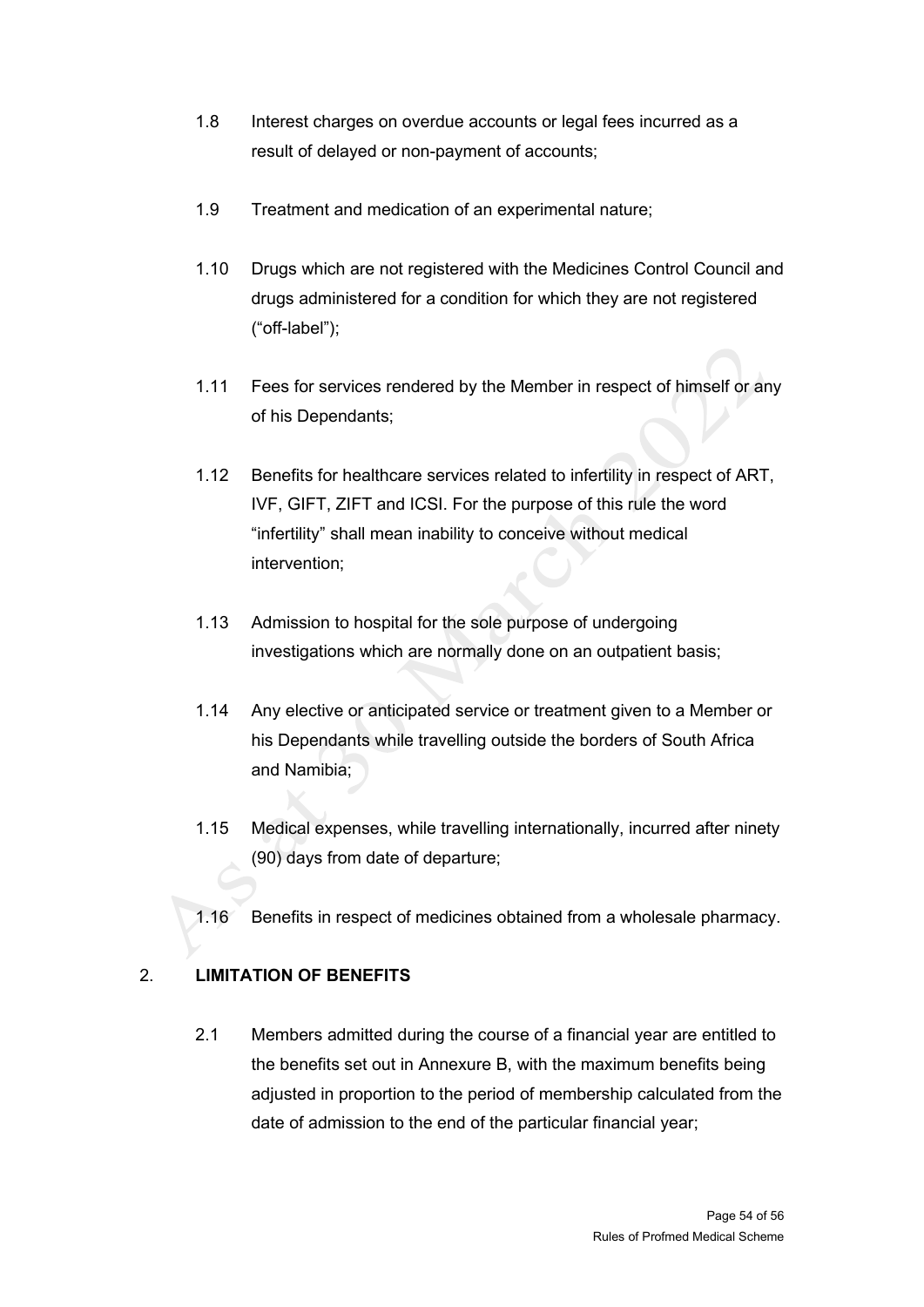1.8 Interest charges on overdue accounts or legal fees incurred as a result of delayed or non-payment of accounts;

1.9 Treatment and medication of an experimental nature;

1.10 Drugs which are not registered with the Medicines Control Council and drugs administered for a condition for which they are not registered ("off-label");

1.11 Fees for services rendered by the Member in respect of himself or any of his Dependants;

1.12 Benefits for healthcare services related to infertility in respect of ART, IVF, GIFT, ZIFT and ICSI. For the purpose of this rule the word "infertility" shall mean inability to conceive without medical intervention;

1.13 Admission to hospital for the sole purpose of undergoing investigations which are normally done on an outpatient basis;

1.14 Any elective or anticipated service or treatment given to a Member or his Dependants while travelling outside the borders of South Africa and Namibia;

1.15 Medical expenses, while travelling internationally, incurred after ninety (90) days from date of departure;

1.16 Benefits in respect of medicines obtained from a wholesale pharmacy.

## 2. LIMITATION OF BENEFITS

2.1 Members admitted during the course of a financial year are entitled to the benefits set out in Annexure B, with the maximum benefits being adjusted in proportion to the period of membership calculated from the date of admission to the end of the particular financial year;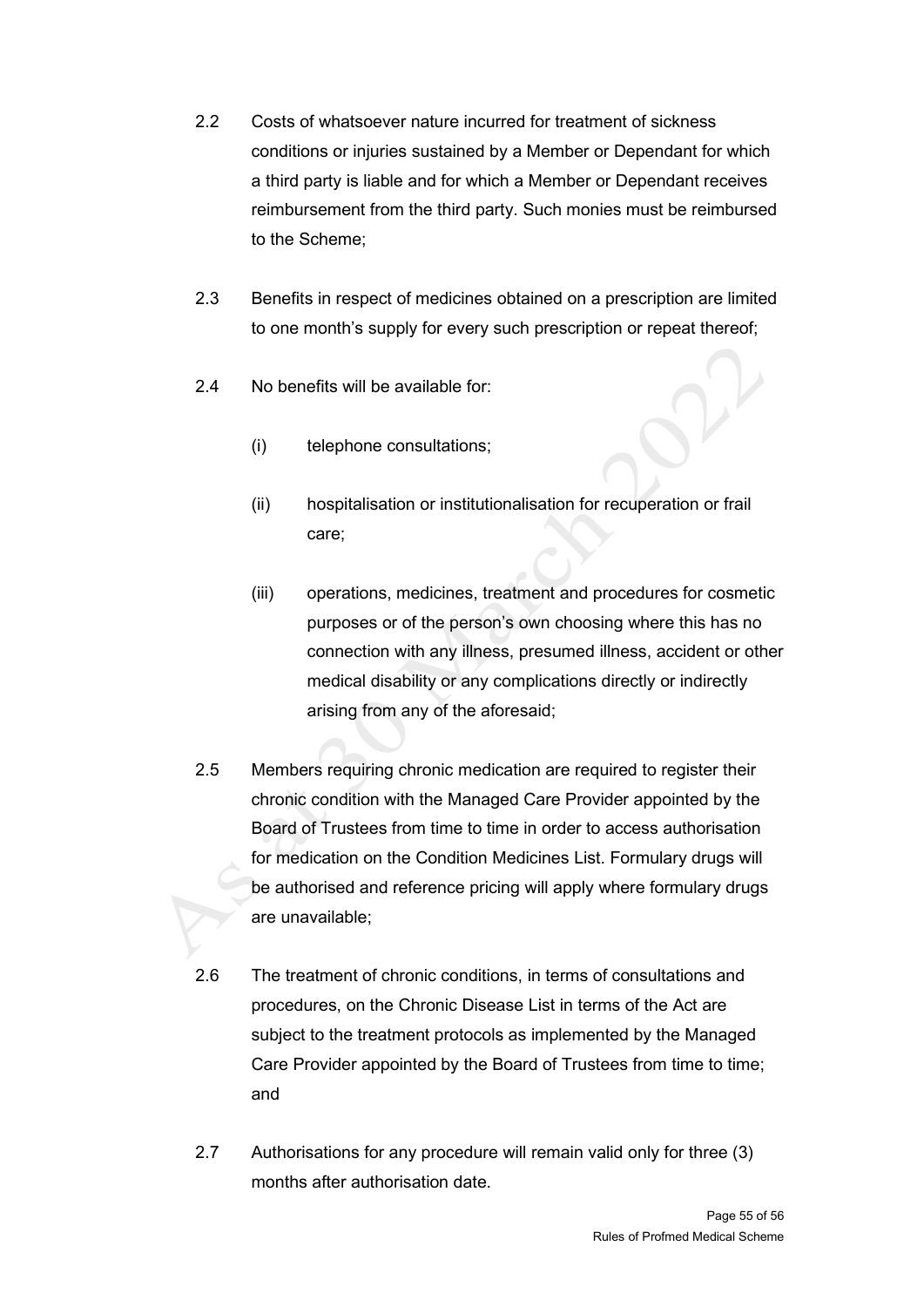2.2 Costs of whatsoever nature incurred for treatment of sickness conditions or injuries sustained by a Member or Dependant for which a third party is liable and for which a Member or Dependant receives reimbursement from the third party. Such monies must be reimbursed to the Scheme;

2.3 Benefits in respect of medicines obtained on a prescription are limited to one month's supply for every such prescription or repeat thereof;

2.4 No benefits will be available for:

(i) telephone consultations;

(ii) hospitalisation or institutionalisation for recuperation or frail care;

(iii) operations, medicines, treatment and procedures for cosmetic purposes or of the person's own choosing where this has no connection with any illness, presumed illness, accident or other medical disability or any complications directly or indirectly arising from any of the aforesaid;

2.5 Members requiring chronic medication are required to register their chronic condition with the Managed Care Provider appointed by the Board of Trustees from time to time in order to access authorisation for medication on the Condition Medicines List. Formulary drugs will be authorised and reference pricing will apply where formulary drugs are unavailable;

2.6 The treatment of chronic conditions, in terms of consultations and procedures, on the Chronic Disease List in terms of the Act are subject to the treatment protocols as implemented by the Managed Care Provider appointed by the Board of Trustees from time to time; and

2.7 Authorisations for any procedure will remain valid only for three (3) months after authorisation date.